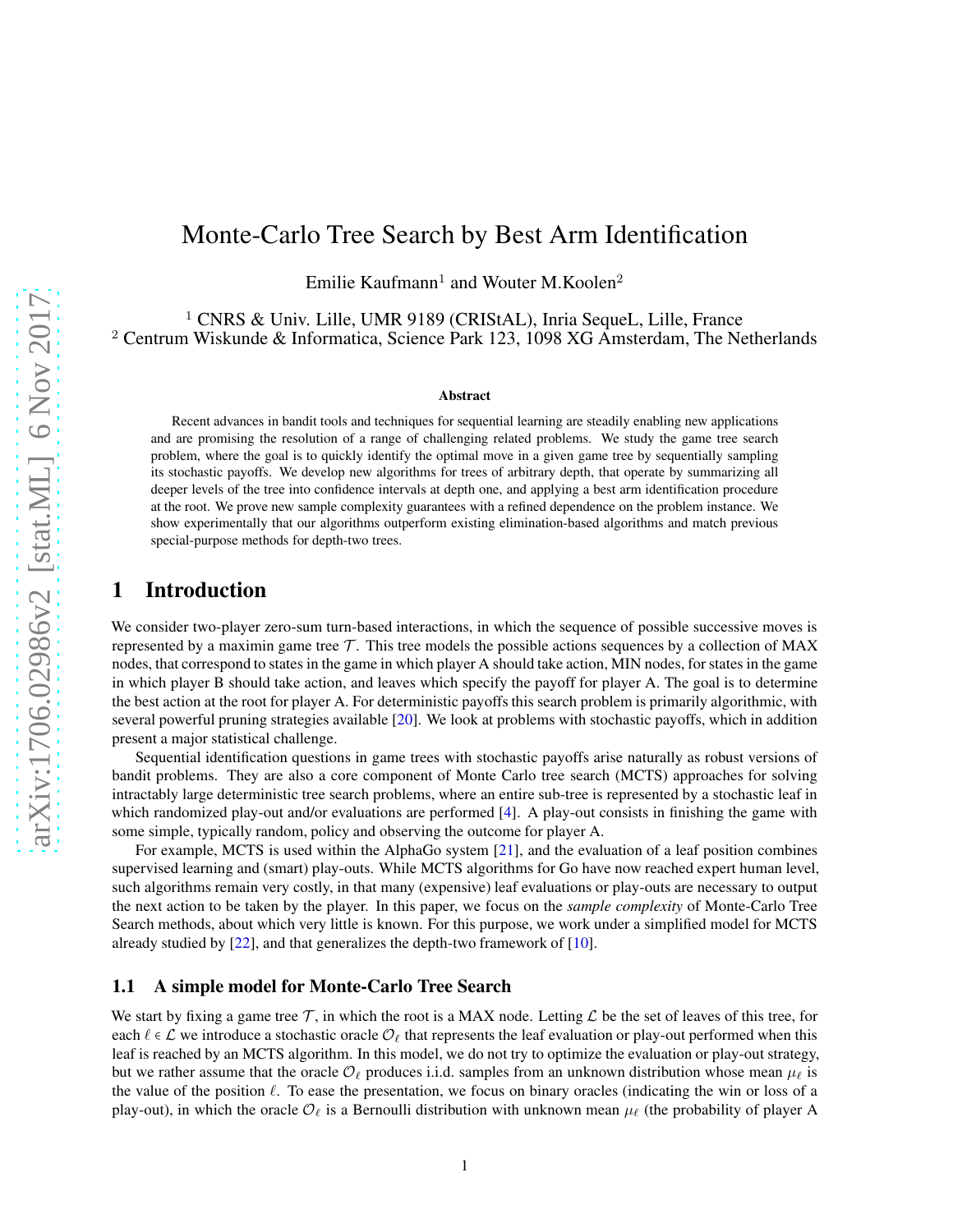# Monte-Carlo Tree Search by Best Arm Identification

Emilie Kaufmann[1] and Wouter M.Koolen[2]

[1] CNRS & Univ. Lille, UMR 9189 (CRIStAL), Inria SequeL, Lille, France
[2] Centrum Wiskunde & Informatica, Science Park 123, 1098 XG Amsterdam, The Netherlands

**Abstract**

Recent advances in bandit tools and techniques for sequential learning are steadily enabling new applications and are promising the resolution of a range of challenging related problems. We study the game tree search problem, where the goal is to quickly identify the optimal move in a given game tree by sequentially sampling its stochastic payoffs. We develop new algorithms for trees of arbitrary depth, that operate by summarizing all deeper levels of the tree into confidence intervals at depth one, and applying a best arm identification procedure at the root. We prove new sample complexity guarantees with a refined dependence on the problem instance. We show experimentally that our algorithms outperform existing elimination-based algorithms and match previous special-purpose methods for depth-two trees.

## 1 Introduction

We consider two-player zero-sum turn-based interactions, in which the sequence of possible successive moves is represented by a maximin game tree $\mathcal{T}$. This tree models the possible actions sequences by a collection of MAX nodes, that correspond to states in the game in which player A should take action, MIN nodes, for states in the game in which player B should take action, and leaves which specify the payoff for player A. The goal is to determine the best action at the root for player A. For deterministic payoffs this search problem is primarily algorithmic, with several powerful pruning strategies available [20]. We look at problems with stochastic payoffs, which in addition present a major statistical challenge.

Sequential identification questions in game trees with stochastic payoffs arise naturally as robust versions of bandit problems. They are also a core component of Monte Carlo tree search (MCTS) approaches for solving intractably large deterministic tree search problems, where an entire sub-tree is represented by a stochastic leaf in which randomized play-out and/or evaluations are performed [4]. A play-out consists in finishing the game with some simple, typically random, policy and observing the outcome for player A.

For example, MCTS is used within the AlphaGo system [21], and the evaluation of a leaf position combines supervised learning and (smart) play-outs. While MCTS algorithms for Go have now reached expert human level, such algorithms remain very costly, in that many (expensive) leaf evaluations or play-outs are necessary to output the next action to be taken by the player. In this paper, we focus on the *sample complexity* of Monte-Carlo Tree Search methods, about which very little is known. For this purpose, we work under a simplified model for MCTS already studied by [22], and that generalizes the depth-two framework of [10].

### 1.1 A simple model for Monte-Carlo Tree Search

We start by fixing a game tree $\mathcal{T}$, in which the root is a MAX node. Letting $\mathcal{L}$ be the set of leaves of this tree, for each $\ell \in \mathcal{L}$ we introduce a stochastic oracle $\mathcal{O}_\ell$ that represents the leaf evaluation or play-out performed when this leaf is reached by an MCTS algorithm. In this model, we do not try to optimize the evaluation or play-out strategy, but we rather assume that the oracle $\mathcal{O}_\ell$ produces i.i.d. samples from an unknown distribution whose mean $\mu_\ell$ is the value of the position $\ell$. To ease the presentation, we focus on binary oracles (indicating the win or loss of a play-out), in which the oracle $\mathcal{O}_\ell$ is a Bernoulli distribution with unknown mean $\mu_\ell$ (the probability of player A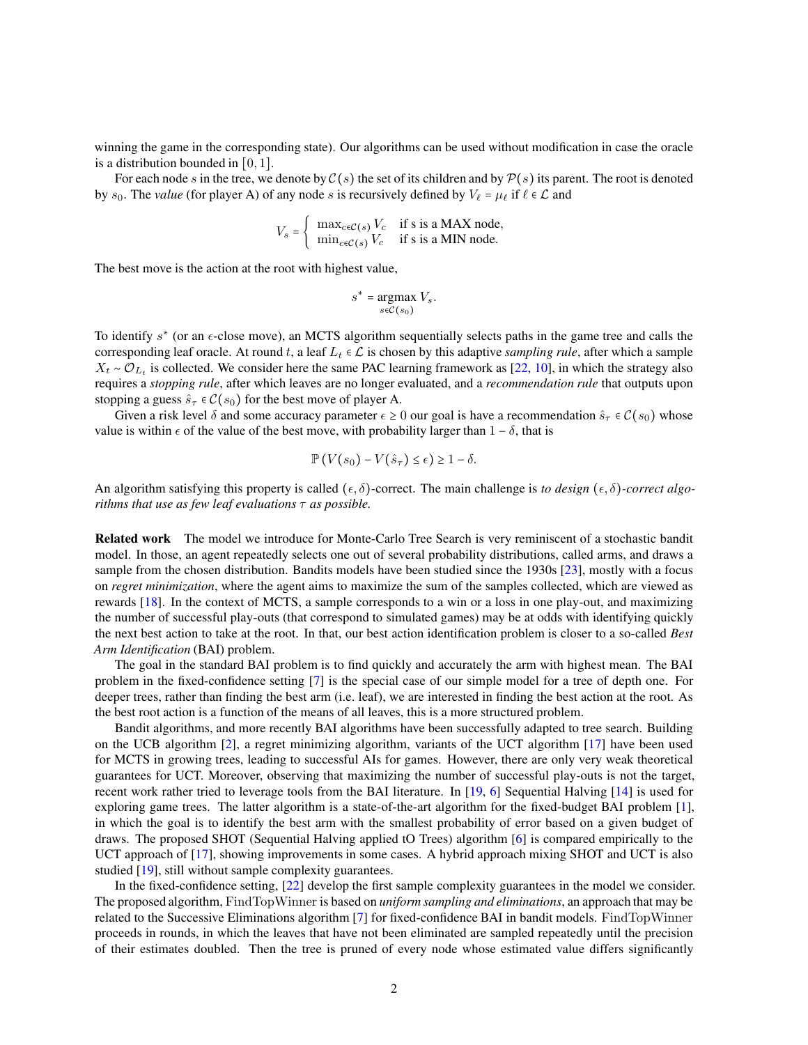winning the game in the corresponding state). Our algorithms can be used without modification in case the oracle is a distribution bounded in $[0, 1]$.

For each node $s$ in the tree, we denote by $\mathcal{C}(s)$ the set of its children and by $\mathcal{P}(s)$ its parent. The root is denoted by $s_0$. The *value* (for player A) of any node $s$ is recursively defined by $V_\ell = \mu_\ell$ if $\ell \in \mathcal{L}$ and

$$V_s = \begin{cases} \max_{c \in \mathcal{C}(s)} V_c & \text{if s is a MAX node,} \\ \min_{c \in \mathcal{C}(s)} V_c & \text{if s is a MIN node.} \end{cases}$$

The best move is the action at the root with highest value,

$$s^* = \underset{s \in \mathcal{C}(s_0)}{\operatorname{argmax}} V_s.$$

To identify $s^*$ (or an $\epsilon$-close move), an MCTS algorithm sequentially selects paths in the game tree and calls the corresponding leaf oracle. At round $t$, a leaf $L_t \in \mathcal{L}$ is chosen by this adaptive *sampling rule*, after which a sample $X_t \sim \mathcal{O}_{L_t}$ is collected. We consider here the same PAC learning framework as [22, 10], in which the strategy also requires a *stopping rule*, after which leaves are no longer evaluated, and a *recommendation rule* that outputs upon stopping a guess $\hat{s}_\tau \in \mathcal{C}(s_0)$ for the best move of player A.

Given a risk level $\delta$ and some accuracy parameter $\epsilon \geq 0$ our goal is have a recommendation $\hat{s}_\tau \in \mathcal{C}(s_0)$ whose value is within $\epsilon$ of the value of the best move, with probability larger than $1 - \delta$, that is

$$\mathbb{P}\left(V(s_0) - V(\hat{s}_\tau) \leq \epsilon\right) \geq 1 - \delta.$$

An algorithm satisfying this property is called $(\epsilon, \delta)$-correct. The main challenge is *to design $(\epsilon, \delta)$-correct algorithms that use as few leaf evaluations $\tau$ as possible.*

**Related work** The model we introduce for Monte-Carlo Tree Search is very reminiscent of a stochastic bandit model. In those, an agent repeatedly selects one out of several probability distributions, called arms, and draws a sample from the chosen distribution. Bandits models have been studied since the 1930s [23], mostly with a focus on *regret minimization*, where the agent aims to maximize the sum of the samples collected, which are viewed as rewards [18]. In the context of MCTS, a sample corresponds to a win or a loss in one play-out, and maximizing the number of successful play-outs (that correspond to simulated games) may be at odds with identifying quickly the next best action to take at the root. In that, our best action identification problem is closer to a so-called *Best Arm Identification* (BAI) problem.

The goal in the standard BAI problem is to find quickly and accurately the arm with highest mean. The BAI problem in the fixed-confidence setting [7] is the special case of our simple model for a tree of depth one. For deeper trees, rather than finding the best arm (i.e. leaf), we are interested in finding the best action at the root. As the best root action is a function of the means of all leaves, this is a more structured problem.

Bandit algorithms, and more recently BAI algorithms have been successfully adapted to tree search. Building on the UCB algorithm [2], a regret minimizing algorithm, variants of the UCT algorithm [17] have been used for MCTS in growing trees, leading to successful AIs for games. However, there are only very weak theoretical guarantees for UCT. Moreover, observing that maximizing the number of successful play-outs is not the target, recent work rather tried to leverage tools from the BAI literature. In [19, 6] Sequential Halving [14] is used for exploring game trees. The latter algorithm is a state-of-the-art algorithm for the fixed-budget BAI problem [1], in which the goal is to identify the best arm with the smallest probability of error based on a given budget of draws. The proposed SHOT (Sequential Halving applied tO Trees) algorithm [6] is compared empirically to the UCT approach of [17], showing improvements in some cases. A hybrid approach mixing SHOT and UCT is also studied [19], still without sample complexity guarantees.

In the fixed-confidence setting, [22] develop the first sample complexity guarantees in the model we consider. The proposed algorithm, FindTopWinner is based on *uniform sampling and eliminations*, an approach that may be related to the Successive Eliminations algorithm [7] for fixed-confidence BAI in bandit models. FindTopWinner proceeds in rounds, in which the leaves that have not been eliminated are sampled repeatedly until the precision of their estimates doubled. Then the tree is pruned of every node whose estimated value differs significantly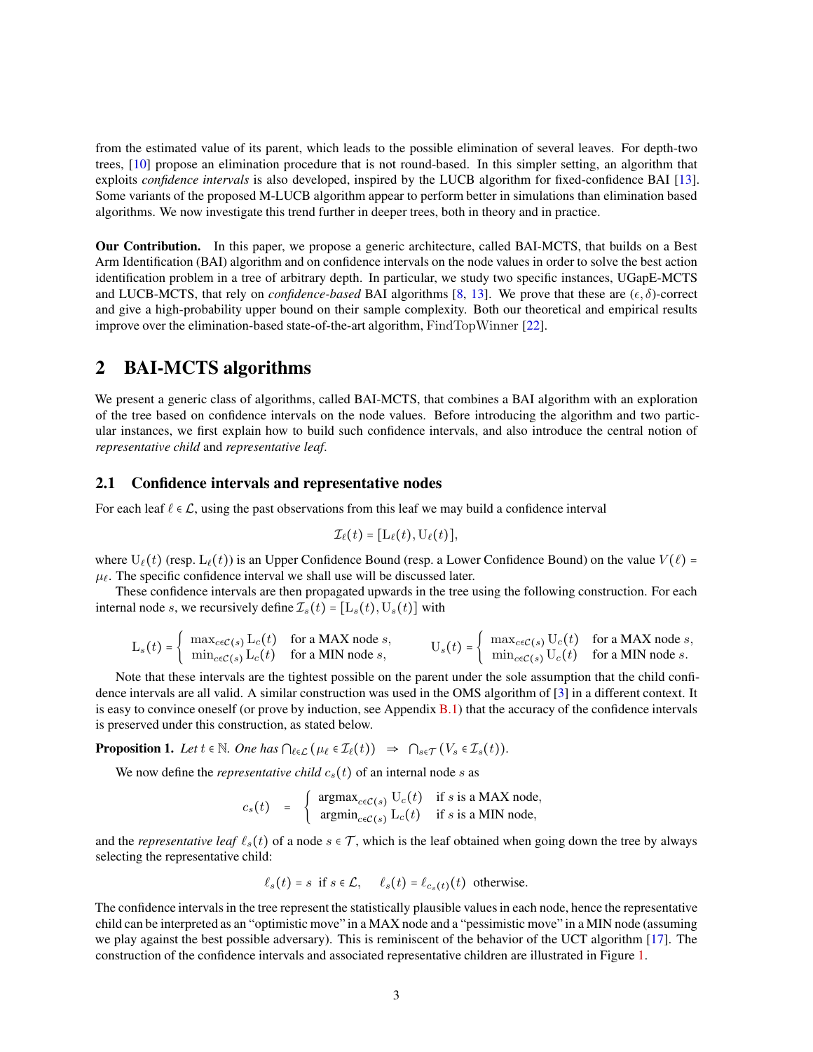from the estimated value of its parent, which leads to the possible elimination of several leaves. For depth-two trees, [10] propose an elimination procedure that is not round-based. In this simpler setting, an algorithm that exploits *confidence intervals* is also developed, inspired by the LUCB algorithm for fixed-confidence BAI [13]. Some variants of the proposed M-LUCB algorithm appear to perform better in simulations than elimination based algorithms. We now investigate this trend further in deeper trees, both in theory and in practice.

**Our Contribution.** In this paper, we propose a generic architecture, called BAI-MCTS, that builds on a Best Arm Identification (BAI) algorithm and on confidence intervals on the node values in order to solve the best action identification problem in a tree of arbitrary depth. In particular, we study two specific instances, UGapE-MCTS and LUCB-MCTS, that rely on *confidence-based* BAI algorithms [8, 13]. We prove that these are $(\epsilon,\delta)$-correct and give a high-probability upper bound on their sample complexity. Both our theoretical and empirical results improve over the elimination-based state-of-the-art algorithm, $\mathrm{FindTopWinner}$ [22].

## 2 BAI-MCTS algorithms

We present a generic class of algorithms, called BAI-MCTS, that combines a BAI algorithm with an exploration of the tree based on confidence intervals on the node values. Before introducing the algorithm and two particular instances, we first explain how to build such confidence intervals, and also introduce the central notion of *representative child* and *representative leaf*.

### 2.1 Confidence intervals and representative nodes

For each leaf $\ell \in \mathcal{L}$, using the past observations from this leaf we may build a confidence interval

$$\mathcal{I}_\ell(t) = [\mathrm{L}_\ell(t), \mathrm{U}_\ell(t)],$$

where $\mathrm{U}_\ell(t)$ (resp. $\mathrm{L}_\ell(t)$) is an Upper Confidence Bound (resp. a Lower Confidence Bound) on the value $V(\ell) = \mu_\ell$. The specific confidence interval we shall use will be discussed later.

These confidence intervals are then propagated upwards in the tree using the following construction. For each internal node $s$, we recursively define $\mathcal{I}_s(t) = [\mathrm{L}_s(t), \mathrm{U}_s(t)]$ with

$$\mathrm{L}_s(t) = \begin{cases} \max_{c\in\mathcal{C}(s)} \mathrm{L}_c(t) & \text{for a MAX node } s, \\ \min_{c\in\mathcal{C}(s)} \mathrm{L}_c(t) & \text{for a MIN node } s, \end{cases} \qquad \mathrm{U}_s(t) = \begin{cases} \max_{c\in\mathcal{C}(s)} \mathrm{U}_c(t) & \text{for a MAX node } s, \\ \min_{c\in\mathcal{C}(s)} \mathrm{U}_c(t) & \text{for a MIN node } s. \end{cases}$$

Note that these intervals are the tightest possible on the parent under the sole assumption that the child confidence intervals are all valid. A similar construction was used in the OMS algorithm of [3] in a different context. It is easy to convince oneself (or prove by induction, see Appendix B.1) that the accuracy of the confidence intervals is preserved under this construction, as stated below.

**Proposition 1.** *Let $t \in \mathbb{N}$. One has $\bigcap_{\ell\in\mathcal{L}} (\mu_\ell \in \mathcal{I}_\ell(t)) \;\Rightarrow\; \bigcap_{s\in\mathcal{T}} (V_s \in \mathcal{I}_s(t))$.*

We now define the *representative child* $c_s(t)$ of an internal node $s$ as

$$c_s(t) \quad = \quad \begin{cases} \operatorname{argmax}_{c\in\mathcal{C}(s)} \mathrm{U}_c(t) & \text{if } s \text{ is a MAX node,} \\ \operatorname{argmin}_{c\in\mathcal{C}(s)} \mathrm{L}_c(t) & \text{if } s \text{ is a MIN node,} \end{cases}$$

and the *representative leaf* $\ell_s(t)$ of a node $s \in \mathcal{T}$, which is the leaf obtained when going down the tree by always selecting the representative child:

$$\ell_s(t) = s \;\text{ if } s \in \mathcal{L}, \quad \ell_s(t) = \ell_{c_s(t)}(t) \;\text{ otherwise.}$$

The confidence intervals in the tree represent the statistically plausible values in each node, hence the representative child can be interpreted as an "optimistic move" in a MAX node and a "pessimistic move" in a MIN node (assuming we play against the best possible adversary). This is reminiscent of the behavior of the UCT algorithm [17]. The construction of the confidence intervals and associated representative children are illustrated in Figure 1.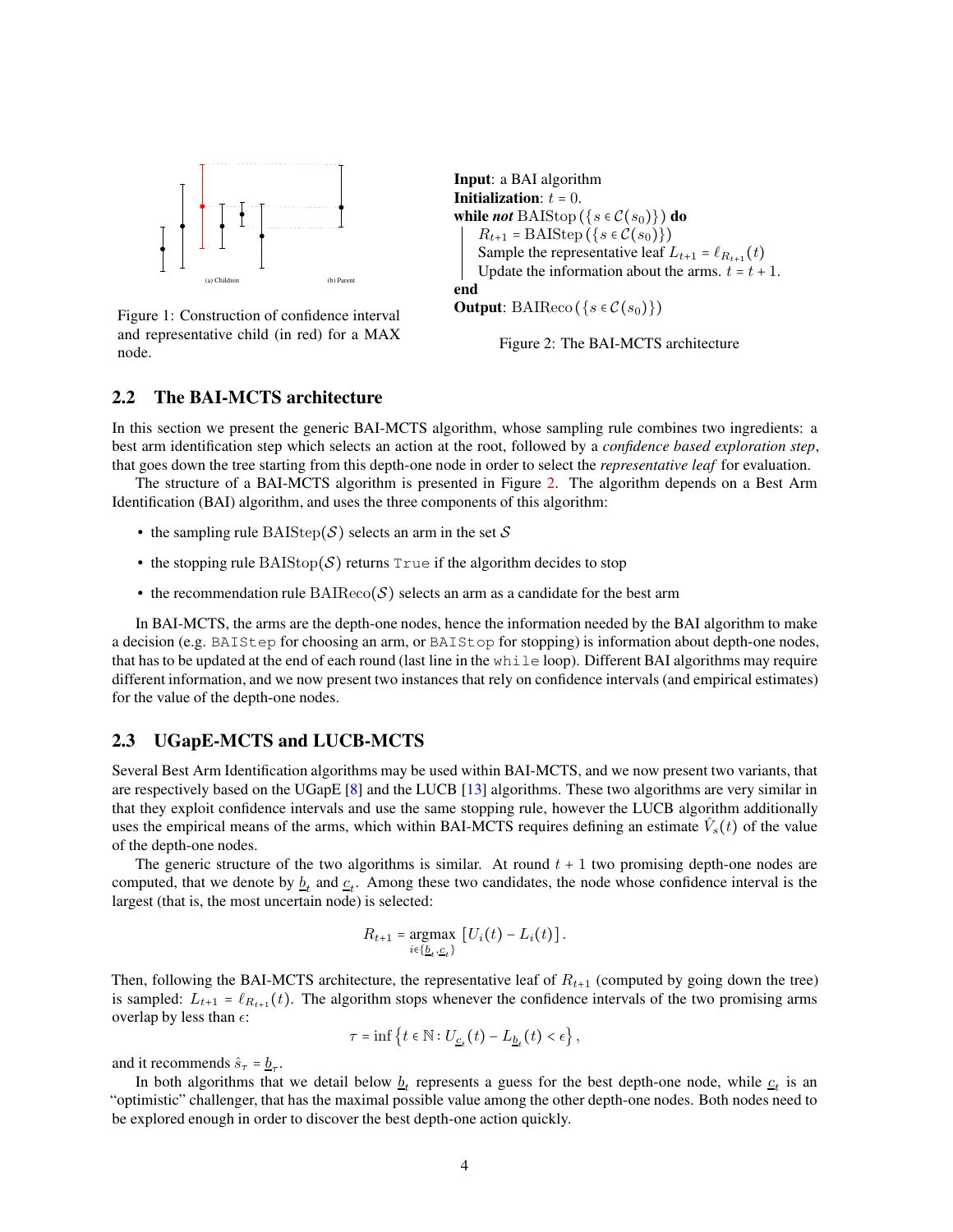(a) Children (b) Parent

Figure 1: Construction of confidence interval and representative child (in red) for a MAX node.

**Input**: a BAI algorithm
**Initialization**: $t = 0$.
***while not*** $\text{BAIStop}(\{s \in \mathcal{C}(s_0)\})$ **do**
  $R_{t+1} = \text{BAIStep}(\{s \in \mathcal{C}(s_0)\})$
  Sample the representative leaf $L_{t+1} = \ell_{R_{t+1}}(t)$
  Update the information about the arms. $t = t + 1$.
**end**
**Output**: $\text{BAIReco}(\{s \in \mathcal{C}(s_0)\})$

Figure 2: The BAI-MCTS architecture

## 2.2 The BAI-MCTS architecture

In this section we present the generic BAI-MCTS algorithm, whose sampling rule combines two ingredients: a best arm identification step which selects an action at the root, followed by a *confidence based exploration step*, that goes down the tree starting from this depth-one node in order to select the *representative leaf* for evaluation.

The structure of a BAI-MCTS algorithm is presented in Figure 2. The algorithm depends on a Best Arm Identification (BAI) algorithm, and uses the three components of this algorithm:

- the sampling rule $\text{BAIStep}(\mathcal{S})$ selects an arm in the set $\mathcal{S}$
- the stopping rule $\text{BAIStop}(\mathcal{S})$ returns `True` if the algorithm decides to stop
- the recommendation rule $\text{BAIReco}(\mathcal{S})$ selects an arm as a candidate for the best arm

In BAI-MCTS, the arms are the depth-one nodes, hence the information needed by the BAI algorithm to make a decision (e.g. `BAIStep` for choosing an arm, or `BAIStop` for stopping) is information about depth-one nodes, that has to be updated at the end of each round (last line in the `while` loop). Different BAI algorithms may require different information, and we now present two instances that rely on confidence intervals (and empirical estimates) for the value of the depth-one nodes.

## 2.3 UGapE-MCTS and LUCB-MCTS

Several Best Arm Identification algorithms may be used within BAI-MCTS, and we now present two variants, that are respectively based on the UGapE [8] and the LUCB [13] algorithms. These two algorithms are very similar in that they exploit confidence intervals and use the same stopping rule, however the LUCB algorithm additionally uses the empirical means of the arms, which within BAI-MCTS requires defining an estimate $\hat{V}_s(t)$ of the value of the depth-one nodes.

The generic structure of the two algorithms is similar. At round $t+1$ two promising depth-one nodes are computed, that we denote by $\underline{b}_t$ and $\underline{c}_t$. Among these two candidates, the node whose confidence interval is the largest (that is, the most uncertain node) is selected:

$$R_{t+1} = \underset{i \in \{\underline{b}_t, \underline{c}_t\}}{\text{argmax}} \left[ U_i(t) - L_i(t) \right].$$

Then, following the BAI-MCTS architecture, the representative leaf of $R_{t+1}$ (computed by going down the tree) is sampled: $L_{t+1} = \ell_{R_{t+1}}(t)$. The algorithm stops whenever the confidence intervals of the two promising arms overlap by less than $\epsilon$:

$$\tau = \inf \left\{ t \in \mathbb{N} : U_{\underline{c}_t}(t) - L_{\underline{b}_t}(t) < \epsilon \right\},$$

and it recommends $\hat{s}_\tau = \underline{b}_\tau$.

In both algorithms that we detail below $\underline{b}_t$ represents a guess for the best depth-one node, while $\underline{c}_t$ is an "optimistic" challenger, that has the maximal possible value among the other depth-one nodes. Both nodes need to be explored enough in order to discover the best depth-one action quickly.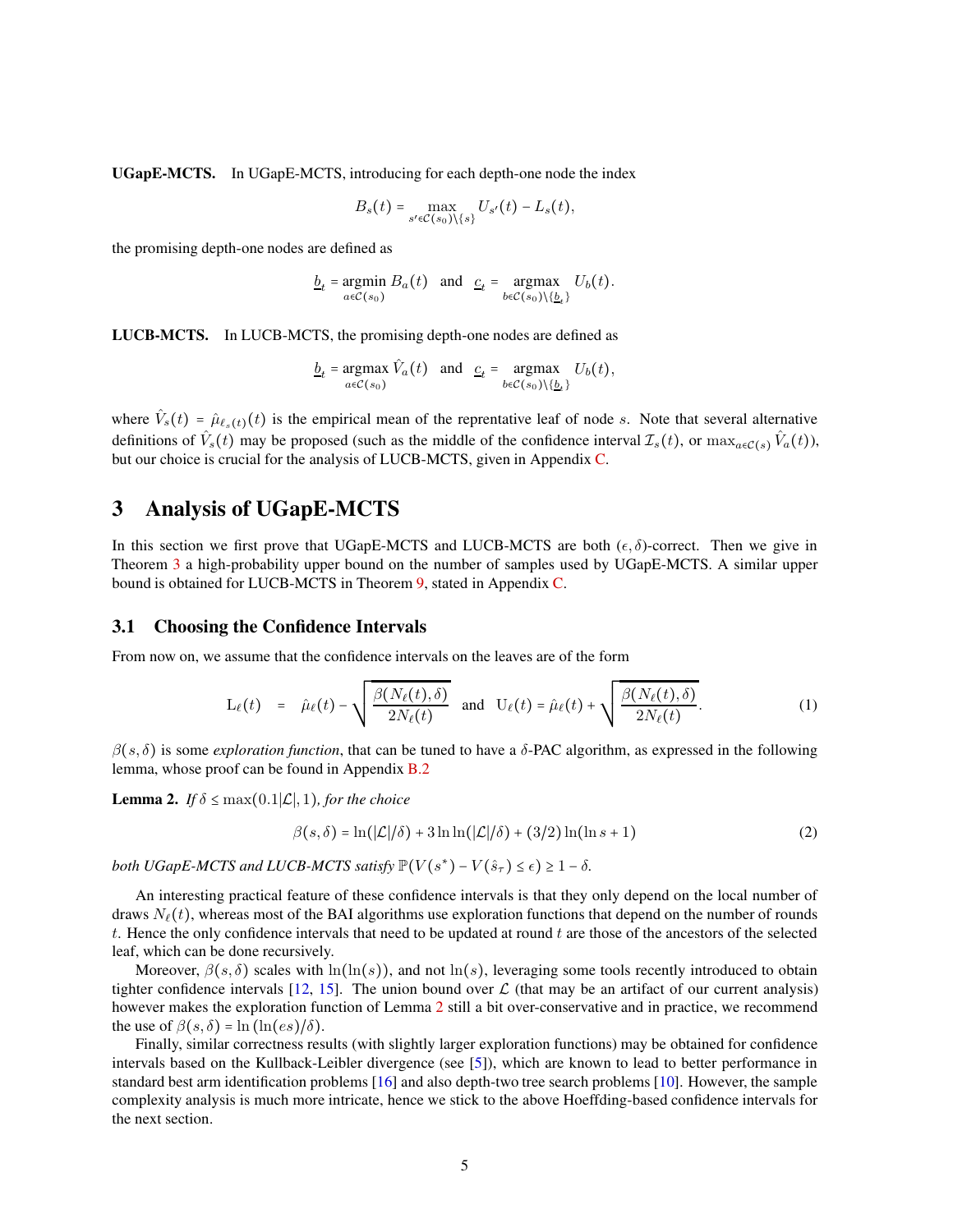**UGapE-MCTS.** In UGapE-MCTS, introducing for each depth-one node the index

$$B_s(t) = \max_{s' \in \mathcal{C}(s_0) \setminus \{s\}} U_{s'}(t) - L_s(t),$$

the promising depth-one nodes are defined as

$$\underline{b}_t = \underset{a \in \mathcal{C}(s_0)}{\text{argmin}} \ B_a(t) \quad \text{and} \quad \underline{c}_t = \underset{b \in \mathcal{C}(s_0) \setminus \{\underline{b}_t\}}{\text{argmax}} \ U_b(t).$$

**LUCB-MCTS.** In LUCB-MCTS, the promising depth-one nodes are defined as

$$\underline{b}_t = \underset{a \in \mathcal{C}(s_0)}{\text{argmax}} \ \hat{V}_a(t) \quad \text{and} \quad \underline{c}_t = \underset{b \in \mathcal{C}(s_0) \setminus \{\underline{b}_t\}}{\text{argmax}} \ U_b(t),$$

where $\hat{V}_s(t) = \hat{\mu}_{\ell_s(t)}(t)$ is the empirical mean of the reprentative leaf of node $s$. Note that several alternative definitions of $\hat{V}_s(t)$ may be proposed (such as the middle of the confidence interval $\mathcal{I}_s(t)$, or $\max_{a \in \mathcal{C}(s)} \hat{V}_a(t)$), but our choice is crucial for the analysis of LUCB-MCTS, given in Appendix C.

# 3 Analysis of UGapE-MCTS

In this section we first prove that UGapE-MCTS and LUCB-MCTS are both $(\epsilon, \delta)$-correct. Then we give in Theorem 3 a high-probability upper bound on the number of samples used by UGapE-MCTS. A similar upper bound is obtained for LUCB-MCTS in Theorem 9, stated in Appendix C.

## 3.1 Choosing the Confidence Intervals

From now on, we assume that the confidence intervals on the leaves are of the form

$$\mathrm{L}_\ell(t) \quad = \quad \hat{\mu}_\ell(t) - \sqrt{\frac{\beta(N_\ell(t), \delta)}{2N_\ell(t)}} \quad \text{and} \quad \mathrm{U}_\ell(t) = \hat{\mu}_\ell(t) + \sqrt{\frac{\beta(N_\ell(t), \delta)}{2N_\ell(t)}}. \tag{1}$$

$\beta(s, \delta)$ is some *exploration function*, that can be tuned to have a $\delta$-PAC algorithm, as expressed in the following lemma, whose proof can be found in Appendix B.2

**Lemma 2.** *If $\delta \leq \max(0.1|\mathcal{L}|, 1)$, for the choice*

$$\beta(s, \delta) = \ln(|\mathcal{L}|/\delta) + 3 \ln \ln(|\mathcal{L}|/\delta) + (3/2) \ln(\ln s + 1) \tag{2}$$

*both UGapE-MCTS and LUCB-MCTS satisfy $\mathbb{P}(V(s^*) - V(\hat{s}_\tau) \leq \epsilon) \geq 1 - \delta$.*

An interesting practical feature of these confidence intervals is that they only depend on the local number of draws $N_\ell(t)$, whereas most of the BAI algorithms use exploration functions that depend on the number of rounds $t$. Hence the only confidence intervals that need to be updated at round $t$ are those of the ancestors of the selected leaf, which can be done recursively.

Moreover, $\beta(s, \delta)$ scales with $\ln(\ln(s))$, and not $\ln(s)$, leveraging some tools recently introduced to obtain tighter confidence intervals [12, 15]. The union bound over $\mathcal{L}$ (that may be an artifact of our current analysis) however makes the exploration function of Lemma 2 still a bit over-conservative and in practice, we recommend the use of $\beta(s, \delta) = \ln(\ln(es)/\delta)$.

Finally, similar correctness results (with slightly larger exploration functions) may be obtained for confidence intervals based on the Kullback-Leibler divergence (see [5]), which are known to lead to better performance in standard best arm identification problems [16] and also depth-two tree search problems [10]. However, the sample complexity analysis is much more intricate, hence we stick to the above Hoeffding-based confidence intervals for the next section.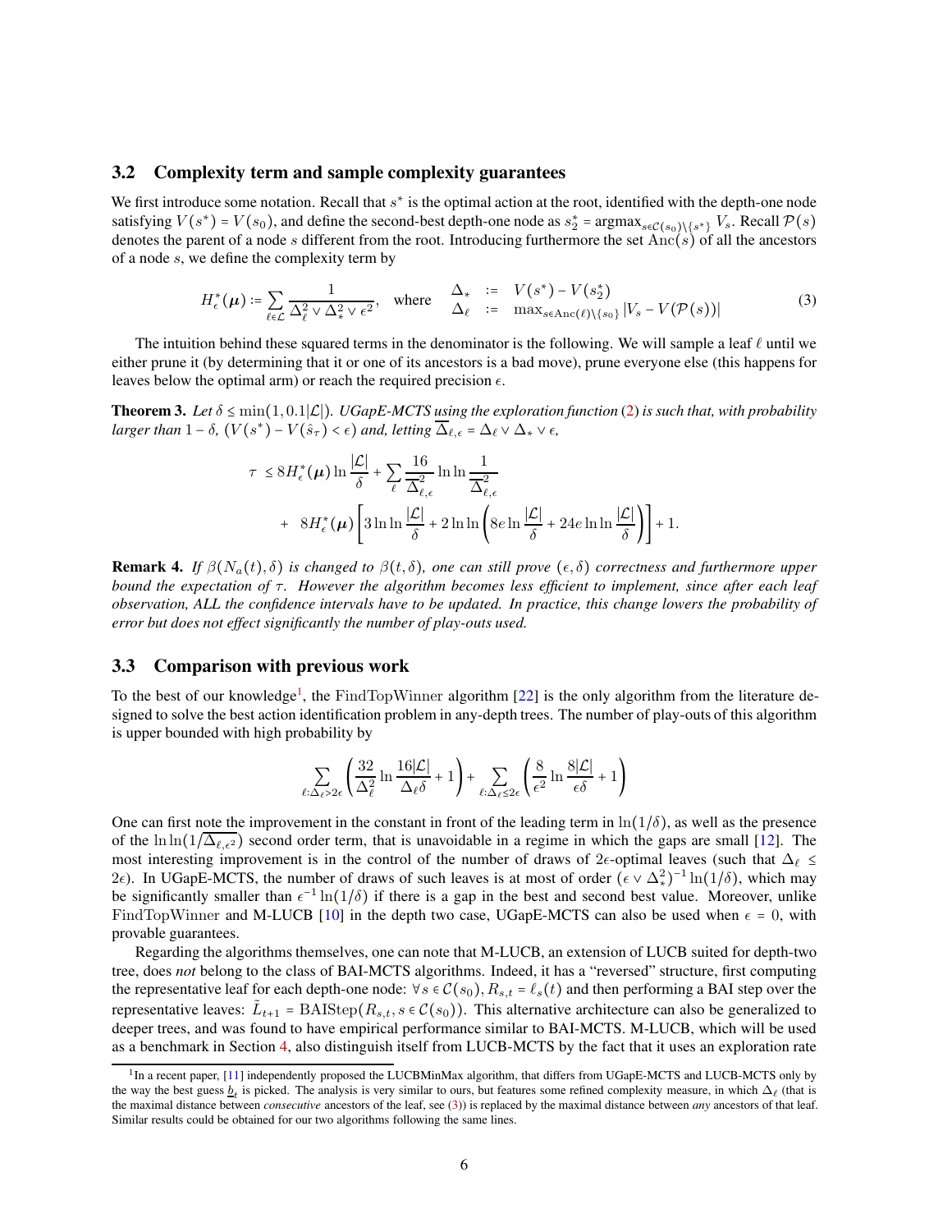### 3.2 Complexity term and sample complexity guarantees

We first introduce some notation. Recall that $s^*$ is the optimal action at the root, identified with the depth-one node satisfying $V(s^*) = V(s_0)$, and define the second-best depth-one node as $s_2^* = \text{argmax}_{s \in \mathcal{C}(s_0)\setminus\{s^*\}} V_s$. Recall $\mathcal{P}(s)$ denotes the parent of a node $s$ different from the root. Introducing furthermore the set $\text{Anc}(s)$ of all the ancestors of a node $s$, we define the complexity term by

$$H_\epsilon^*(\boldsymbol{\mu}) := \sum_{\ell \in \mathcal{L}} \frac{1}{\Delta_\ell^2 \vee \Delta_*^2 \vee \epsilon^2}, \quad \text{where} \quad \begin{array}{lcl} \Delta_* & := & V(s^*) - V(s_2^*) \\ \Delta_\ell & := & \max_{s \in \text{Anc}(\ell)\setminus\{s_0\}} |V_s - V(\mathcal{P}(s))| \end{array} \tag{3}$$

The intuition behind these squared terms in the denominator is the following. We will sample a leaf $\ell$ until we either prune it (by determining that it or one of its ancestors is a bad move), prune everyone else (this happens for leaves below the optimal arm) or reach the required precision $\epsilon$.

**Theorem 3.** *Let $\delta \le \min(1, 0.1|\mathcal{L}|)$. UGapE-MCTS using the exploration function (2) is such that, with probability larger than $1-\delta$, $(V(s^*) - V(\hat{s}_\tau) < \epsilon)$ and, letting $\overline{\Delta}_{\ell,\epsilon} = \Delta_\ell \vee \Delta_* \vee \epsilon$,*

$$\begin{aligned} \tau &\le 8H_\epsilon^*(\boldsymbol{\mu}) \ln \frac{|\mathcal{L}|}{\delta} + \sum_\ell \frac{16}{\overline{\Delta}_{\ell,\epsilon}^2} \ln\ln \frac{1}{\overline{\Delta}_{\ell,\epsilon}^2} \\ &+ \; 8H_\epsilon^*(\boldsymbol{\mu})\left[3\ln\ln\frac{|\mathcal{L}|}{\delta} + 2\ln\ln\left(8e\ln\frac{|\mathcal{L}|}{\delta} + 24e\ln\ln\frac{|\mathcal{L}|}{\delta}\right)\right] + 1. \end{aligned}$$

**Remark 4.** *If $\beta(N_a(t), \delta)$ is changed to $\beta(t, \delta)$, one can still prove $(\epsilon, \delta)$ correctness and furthermore upper bound the expectation of $\tau$. However the algorithm becomes less efficient to implement, since after each leaf observation, ALL the confidence intervals have to be updated. In practice, this change lowers the probability of error but does not effect significantly the number of play-outs used.*

### 3.3 Comparison with previous work

To the best of our knowledge[1], the $\text{FindTopWinner}$ algorithm [22] is the only algorithm from the literature designed to solve the best action identification problem in any-depth trees. The number of play-outs of this algorithm is upper bounded with high probability by

$$\sum_{\ell:\Delta_\ell > 2\epsilon}\left(\frac{32}{\Delta_\ell^2}\ln\frac{16|\mathcal{L}|}{\Delta_\ell \delta} + 1\right) + \sum_{\ell:\Delta_\ell \le 2\epsilon}\left(\frac{8}{\epsilon^2}\ln\frac{8|\mathcal{L}|}{\epsilon\delta} + 1\right)$$

One can first note the improvement in the constant in front of the leading term in $\ln(1/\delta)$, as well as the presence of the $\ln\ln(1/\overline{\Delta}_{\ell,\epsilon^2})$ second order term, that is unavoidable in a regime in which the gaps are small [12]. The most interesting improvement is in the control of the number of draws of $2\epsilon$-optimal leaves (such that $\Delta_\ell \le 2\epsilon$). In UGapE-MCTS, the number of draws of such leaves is at most of order $(\epsilon \vee \Delta_*^2)^{-1}\ln(1/\delta)$, which may be significantly smaller than $\epsilon^{-1}\ln(1/\delta)$ if there is a gap in the best and second best value. Moreover, unlike $\text{FindTopWinner}$ and M-LUCB [10] in the depth two case, UGapE-MCTS can also be used when $\epsilon = 0$, with provable guarantees.

Regarding the algorithms themselves, one can note that M-LUCB, an extension of LUCB suited for depth-two tree, does *not* belong to the class of BAI-MCTS algorithms. Indeed, it has a "reversed" structure, first computing the representative leaf for each depth-one node: $\forall s \in \mathcal{C}(s_0), R_{s,t} = \ell_s(t)$ and then performing a BAI step over the representative leaves: $\tilde{L}_{t+1} = \text{BAIStep}(R_{s,t}, s \in \mathcal{C}(s_0))$. This alternative architecture can also be generalized to deeper trees, and was found to have empirical performance similar to BAI-MCTS. M-LUCB, which will be used as a benchmark in Section 4, also distinguish itself from LUCB-MCTS by the fact that it uses an exploration rate

[1] In a recent paper, [11] independently proposed the LUCBMinMax algorithm, that differs from UGapE-MCTS and LUCB-MCTS only by the way the best guess $\underline{b}_t$ is picked. The analysis is very similar to ours, but features some refined complexity measure, in which $\Delta_\ell$ (that is the maximal distance between *consecutive* ancestors of the leaf, see (3)) is replaced by the maximal distance between *any* ancestors of that leaf. Similar results could be obtained for our two algorithms following the same lines.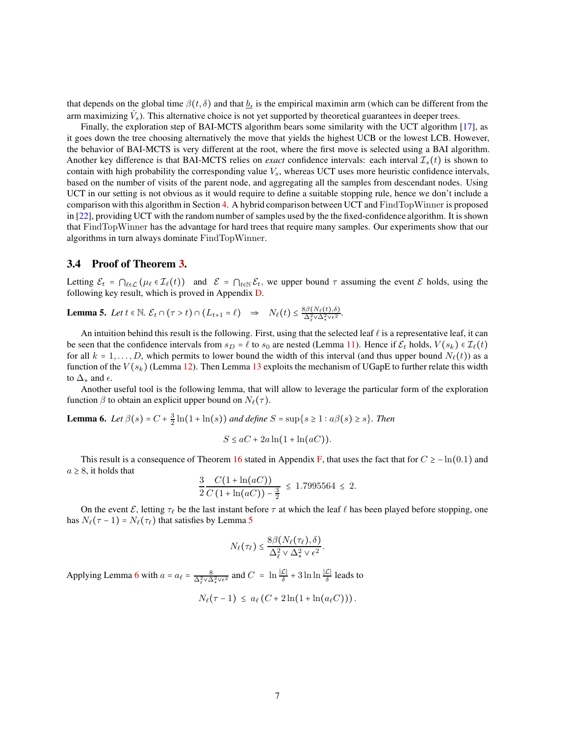that depends on the global time $\beta(t, \delta)$ and that $\underline{b}_t$ is the empirical maximin arm (which can be different from the arm maximizing $\hat{V}_s$). This alternative choice is not yet supported by theoretical guarantees in deeper trees.

Finally, the exploration step of BAI-MCTS algorithm bears some similarity with the UCT algorithm [17], as it goes down the tree choosing alternatively the move that yields the highest UCB or the lowest LCB. However, the behavior of BAI-MCTS is very different at the root, where the first move is selected using a BAI algorithm. Another key difference is that BAI-MCTS relies on *exact* confidence intervals: each interval $\mathcal{I}_s(t)$ is shown to contain with high probability the corresponding value $V_s$, whereas UCT uses more heuristic confidence intervals, based on the number of visits of the parent node, and aggregating all the samples from descendant nodes. Using UCT in our setting is not obvious as it would require to define a suitable stopping rule, hence we don't include a comparison with this algorithm in Section 4. A hybrid comparison between UCT and FindTopWinner is proposed in [22], providing UCT with the random number of samples used by the the fixed-confidence algorithm. It is shown that FindTopWinner has the advantage for hard trees that require many samples. Our experiments show that our algorithms in turn always dominate FindTopWinner.

### 3.4 Proof of Theorem 3.

Letting $\mathcal{E}_t = \bigcap_{\ell \in \mathcal{L}} (\mu_\ell \in \mathcal{I}_\ell(t))$ and $\mathcal{E} = \bigcap_{t \in \mathbb{N}} \mathcal{E}_t$, we upper bound $\tau$ assuming the event $\mathcal{E}$ holds, using the following key result, which is proved in Appendix D.

**Lemma 5.** *Let* $t \in \mathbb{N}$. $\mathcal{E}_t \cap (\tau > t) \cap (L_{t+1} = \ell) \quad \Rightarrow \quad N_\ell(t) \leq \frac{8\beta(N_\ell(t),\delta)}{\Delta_\ell^2 \vee \Delta_*^2 \vee \epsilon^2}$.

An intuition behind this result is the following. First, using that the selected leaf $\ell$ is a representative leaf, it can be seen that the confidence intervals from $s_D = \ell$ to $s_0$ are nested (Lemma 11). Hence if $\mathcal{E}_t$ holds, $V(s_k) \in \mathcal{I}_\ell(t)$ for all $k = 1, \dots, D$, which permits to lower bound the width of this interval (and thus upper bound $N_\ell(t)$) as a function of the $V(s_k)$ (Lemma 12). Then Lemma 13 exploits the mechanism of UGapE to further relate this width to $\Delta_*$ and $\epsilon$.

Another useful tool is the following lemma, that will allow to leverage the particular form of the exploration function $\beta$ to obtain an explicit upper bound on $N_\ell(\tau)$.

**Lemma 6.** *Let* $\beta(s) = C + \frac{3}{2}\ln(1 + \ln(s))$ *and define* $S = \sup\{s \geq 1 : a\beta(s) \geq s\}$. *Then*

$$S \leq aC + 2a\ln(1 + \ln(aC)).$$

This result is a consequence of Theorem 16 stated in Appendix F, that uses the fact that for $C \geq -\ln(0.1)$ and $a \geq 8$, it holds that

$$\frac{3}{2}\frac{C(1 + \ln(aC))}{C(1 + \ln(aC)) - \frac{3}{2}} \leq 1.7995564 \leq 2.$$

On the event $\mathcal{E}$, letting $\tau_\ell$ be the last instant before $\tau$ at which the leaf $\ell$ has been played before stopping, one has $N_\ell(\tau - 1) = N_\ell(\tau_\ell)$ that satisfies by Lemma 5

$$N_\ell(\tau_\ell) \leq \frac{8\beta(N_\ell(\tau_\ell),\delta)}{\Delta_\ell^2 \vee \Delta_*^2 \vee \epsilon^2}.$$

Applying Lemma 6 with $a = a_\ell = \frac{8}{\Delta_\ell^2 \vee \Delta_*^2 \vee \epsilon^2}$ and $C = \ln\frac{|\mathcal{L}|}{\delta} + 3\ln\ln\frac{|\mathcal{L}|}{\delta}$ leads to

$$N_\ell(\tau - 1) \leq a_\ell\left(C + 2\ln(1 + \ln(a_\ell C))\right).$$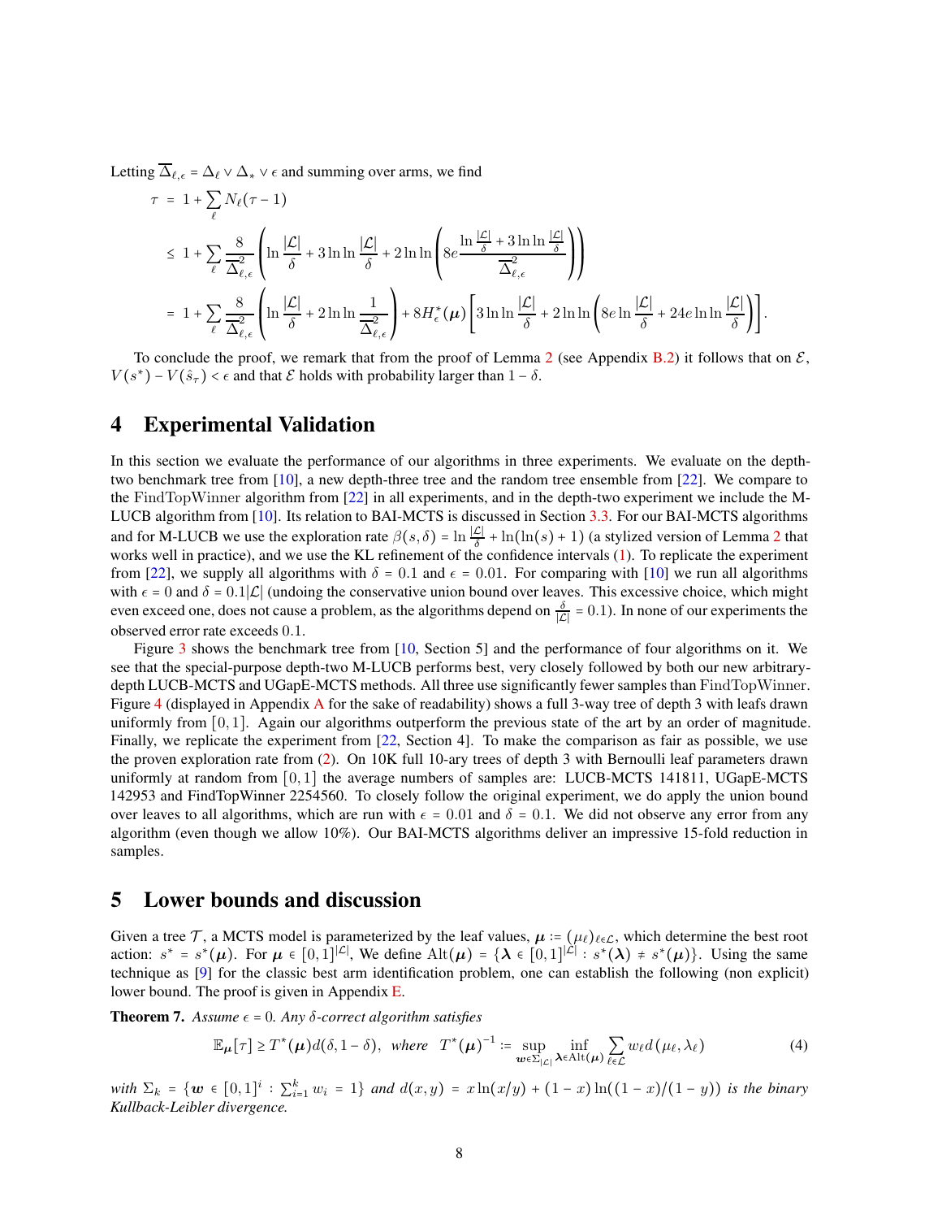Letting $\overline{\Delta}_{\ell,\epsilon} = \Delta_\ell \vee \Delta_* \vee \epsilon$ and summing over arms, we find

$$
\begin{aligned}
\tau &= 1 + \sum_\ell N_\ell(\tau - 1) \\
&\leq 1 + \sum_\ell \frac{8}{\overline{\Delta}^2_{\ell,\epsilon}} \left( \ln \frac{|\mathcal{L}|}{\delta} + 3 \ln \ln \frac{|\mathcal{L}|}{\delta} + 2 \ln \ln \left( 8e \frac{\ln \frac{|\mathcal{L}|}{\delta} + 3 \ln \ln \frac{|\mathcal{L}|}{\delta}}{\overline{\Delta}^2_{\ell,\epsilon}} \right) \right) \\
&= 1 + \sum_\ell \frac{8}{\overline{\Delta}^2_{\ell,\epsilon}} \left( \ln \frac{|\mathcal{L}|}{\delta} + 2 \ln \ln \frac{1}{\overline{\Delta}^2_{\ell,\epsilon}} \right) + 8 H^*_\epsilon(\boldsymbol{\mu}) \left[ 3 \ln \ln \frac{|\mathcal{L}|}{\delta} + 2 \ln \ln \left( 8e \ln \frac{|\mathcal{L}|}{\delta} + 24e \ln \ln \frac{|\mathcal{L}|}{\delta} \right) \right].
\end{aligned}
$$

To conclude the proof, we remark that from the proof of Lemma 2 (see Appendix B.2) it follows that on $\mathcal{E}$, $V(s^*) - V(\hat{s}_\tau) < \epsilon$ and that $\mathcal{E}$ holds with probability larger than $1 - \delta$.

# 4 Experimental Validation

In this section we evaluate the performance of our algorithms in three experiments. We evaluate on the depth-two benchmark tree from [10], a new depth-three tree and the random tree ensemble from [22]. We compare to the FindTopWinner algorithm from [22] in all experiments, and in the depth-two experiment we include the M-LUCB algorithm from [10]. Its relation to BAI-MCTS is discussed in Section 3.3. For our BAI-MCTS algorithms and for M-LUCB we use the exploration rate $\beta(s, \delta) = \ln \frac{|\mathcal{L}|}{\delta} + \ln(\ln(s) + 1)$ (a stylized version of Lemma 2 that works well in practice), and we use the KL refinement of the confidence intervals (1). To replicate the experiment from [22], we supply all algorithms with $\delta = 0.1$ and $\epsilon = 0.01$. For comparing with [10] we run all algorithms with $\epsilon = 0$ and $\delta = 0.1|\mathcal{L}|$ (undoing the conservative union bound over leaves. This excessive choice, which might even exceed one, does not cause a problem, as the algorithms depend on $\frac{\delta}{|\mathcal{L}|} = 0.1$). In none of our experiments the observed error rate exceeds 0.1.

Figure 3 shows the benchmark tree from [10, Section 5] and the performance of four algorithms on it. We see that the special-purpose depth-two M-LUCB performs best, very closely followed by both our new arbitrary-depth LUCB-MCTS and UGapE-MCTS methods. All three use significantly fewer samples than FindTopWinner. Figure 4 (displayed in Appendix A for the sake of readability) shows a full 3-way tree of depth 3 with leafs drawn uniformly from $[0, 1]$. Again our algorithms outperform the previous state of the art by an order of magnitude. Finally, we replicate the experiment from [22, Section 4]. To make the comparison as fair as possible, we use the proven exploration rate from (2). On 10K full 10-ary trees of depth 3 with Bernoulli leaf parameters drawn uniformly at random from $[0, 1]$ the average numbers of samples are: LUCB-MCTS 141811, UGapE-MCTS 142953 and FindTopWinner 2254560. To closely follow the original experiment, we do apply the union bound over leaves to all algorithms, which are run with $\epsilon = 0.01$ and $\delta = 0.1$. We did not observe any error from any algorithm (even though we allow 10%). Our BAI-MCTS algorithms deliver an impressive 15-fold reduction in samples.

# 5 Lower bounds and discussion

Given a tree $\mathcal{T}$, a MCTS model is parameterized by the leaf values, $\boldsymbol{\mu} := (\mu_\ell)_{\ell \in \mathcal{L}}$, which determine the best root action: $s^* = s^*(\boldsymbol{\mu})$. For $\boldsymbol{\mu} \in [0, 1]^{|\mathcal{L}|}$, We define $\text{Alt}(\boldsymbol{\mu}) = \{\boldsymbol{\lambda} \in [0, 1]^{|\mathcal{L}|} : s^*(\boldsymbol{\lambda}) \neq s^*(\boldsymbol{\mu})\}$. Using the same technique as [9] for the classic best arm identification problem, one can establish the following (non explicit) lower bound. The proof is given in Appendix E.

**Theorem 7.** *Assume $\epsilon = 0$. Any $\delta$-correct algorithm satisfies*

$$
\mathbb{E}_{\boldsymbol{\mu}}[\tau] \geq T^*(\boldsymbol{\mu}) d(\delta, 1 - \delta), \quad \textit{where} \quad T^*(\boldsymbol{\mu})^{-1} := \sup_{\boldsymbol{w} \in \Sigma_{|\mathcal{L}|}} \inf_{\boldsymbol{\lambda} \in \text{Alt}(\boldsymbol{\mu})} \sum_{\ell \in \mathcal{L}} w_\ell d(\mu_\ell, \lambda_\ell) \tag{4}
$$

*with $\Sigma_k = \{\boldsymbol{w} \in [0, 1]^i : \sum_{i=1}^k w_i = 1\}$ and $d(x, y) = x \ln(x/y) + (1 - x) \ln((1 - x)/(1 - y))$ is the binary Kullback-Leibler divergence.*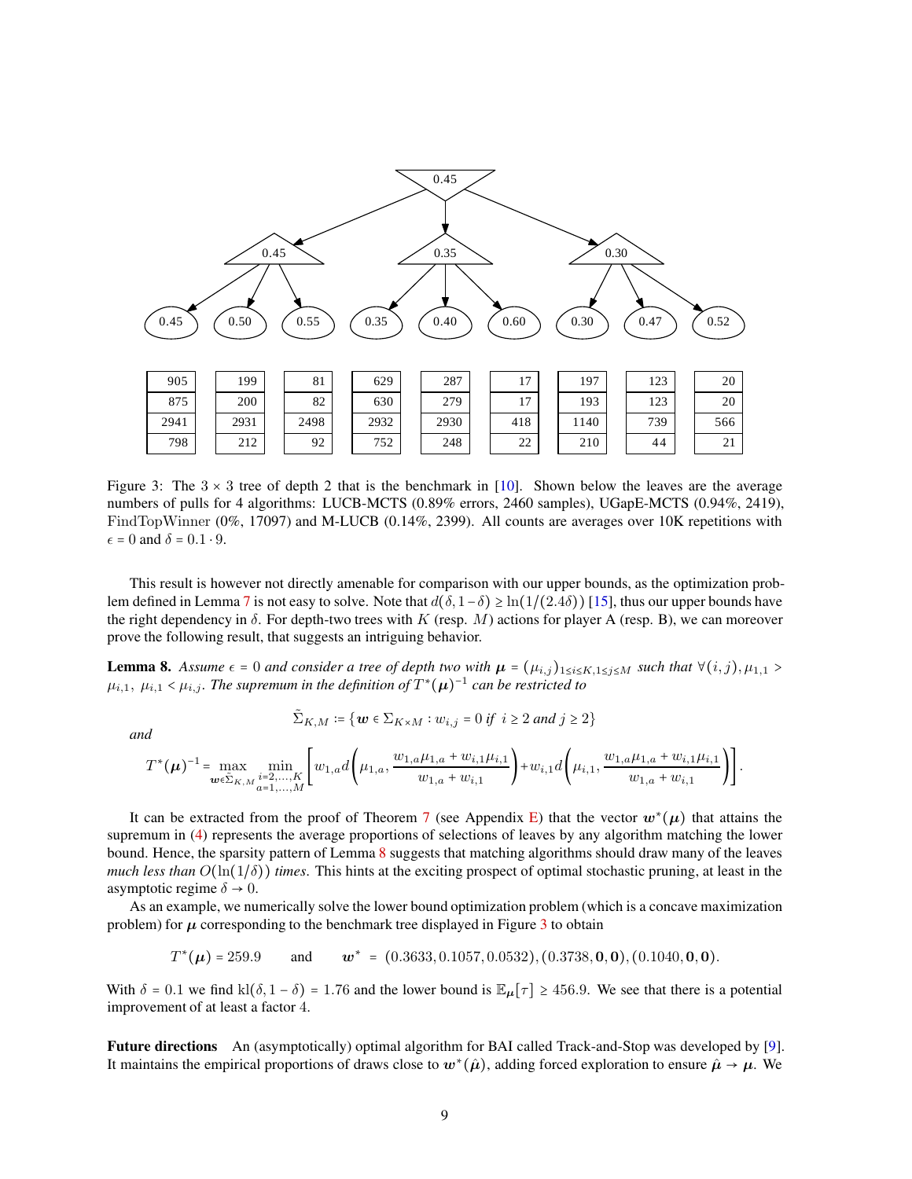| 905 | 199 | 81 | 629 | 287 | 17 | 197 | 123 | 20 |
|---|---|---|---|---|---|---|---|---|
| 875 | 200 | 82 | 630 | 279 | 17 | 193 | 123 | 20 |
| 2941 | 2931 | 2498 | 2932 | 2930 | 418 | 1140 | 739 | 566 |
| 798 | 212 | 92 | 752 | 248 | 22 | 210 | 44 | 21 |

Figure 3: The $3 \times 3$ tree of depth 2 that is the benchmark in [10]. Shown below the leaves are the average numbers of pulls for 4 algorithms: LUCB-MCTS (0.89% errors, 2460 samples), UGapE-MCTS (0.94%, 2419), FindTopWinner (0%, 17097) and M-LUCB (0.14%, 2399). All counts are averages over 10K repetitions with $\epsilon = 0$ and $\delta = 0.1 \cdot 9$.

This result is however not directly amenable for comparison with our upper bounds, as the optimization problem defined in Lemma 7 is not easy to solve. Note that $d(\delta, 1-\delta) \geq \ln(1/(2.4\delta))$ [15], thus our upper bounds have the right dependency in $\delta$. For depth-two trees with $K$ (resp. $M$) actions for player A (resp. B), we can moreover prove the following result, that suggests an intriguing behavior.

**Lemma 8.** *Assume $\epsilon = 0$ and consider a tree of depth two with $\boldsymbol{\mu} = (\mu_{i,j})_{1 \leq i \leq K, 1 \leq j \leq M}$ such that $\forall (i,j), \mu_{1,1} > \mu_{i,1},\ \mu_{i,1} < \mu_{i,j}$. The supremum in the definition of $T^*(\boldsymbol{\mu})^{-1}$ can be restricted to*

$$\tilde{\Sigma}_{K,M} := \{\boldsymbol{w} \in \Sigma_{K \times M} : w_{i,j} = 0 \text{ if } i \geq 2 \text{ and } j \geq 2\}$$

*and*

$$T^*(\boldsymbol{\mu})^{-1} = \max_{\boldsymbol{w} \in \tilde{\Sigma}_{K,M}} \min_{\substack{i=2,\dots,K \\ a=1,\dots,M}} \left[ w_{1,a} d\left(\mu_{1,a}, \frac{w_{1,a}\mu_{1,a} + w_{i,1}\mu_{i,1}}{w_{1,a} + w_{i,1}}\right) + w_{i,1} d\left(\mu_{i,1}, \frac{w_{1,a}\mu_{1,a} + w_{i,1}\mu_{i,1}}{w_{1,a} + w_{i,1}}\right)\right].$$

It can be extracted from the proof of Theorem 7 (see Appendix E) that the vector $\boldsymbol{w}^*(\boldsymbol{\mu})$ that attains the supremum in (4) represents the average proportions of selections of leaves by any algorithm matching the lower bound. Hence, the sparsity pattern of Lemma 8 suggests that matching algorithms should draw many of the leaves *much less than $O(\ln(1/\delta))$ times*. This hints at the exciting prospect of optimal stochastic pruning, at least in the asymptotic regime $\delta \to 0$.

As an example, we numerically solve the lower bound optimization problem (which is a concave maximization problem) for $\boldsymbol{\mu}$ corresponding to the benchmark tree displayed in Figure 3 to obtain

$$T^*(\boldsymbol{\mu}) = 259.9 \qquad \text{and} \qquad \boldsymbol{w}^* = (0.3633, 0.1057, 0.0532), (0.3738, \mathbf{0}, \mathbf{0}), (0.1040, \mathbf{0}, \mathbf{0}).$$

With $\delta = 0.1$ we find $\text{kl}(\delta, 1-\delta) = 1.76$ and the lower bound is $\mathbb{E}_{\boldsymbol{\mu}}[\tau] \geq 456.9$. We see that there is a potential improvement of at least a factor 4.

**Future directions** An (asymptotically) optimal algorithm for BAI called Track-and-Stop was developed by [9]. It maintains the empirical proportions of draws close to $\boldsymbol{w}^*(\hat{\boldsymbol{\mu}})$, adding forced exploration to ensure $\hat{\boldsymbol{\mu}} \to \boldsymbol{\mu}$. We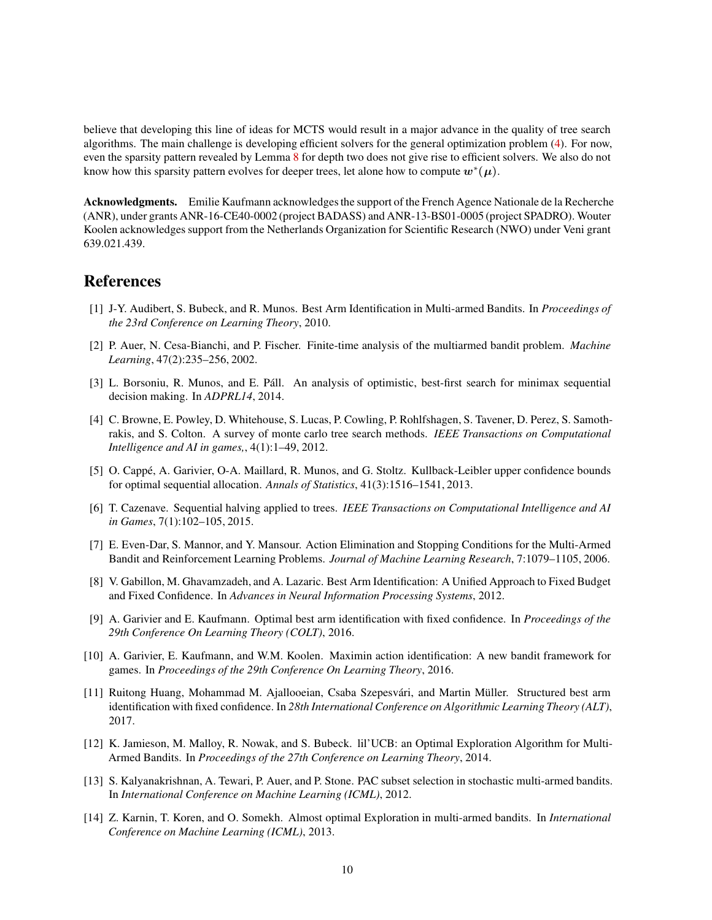believe that developing this line of ideas for MCTS would result in a major advance in the quality of tree search algorithms. The main challenge is developing efficient solvers for the general optimization problem (4). For now, even the sparsity pattern revealed by Lemma 8 for depth two does not give rise to efficient solvers. We also do not know how this sparsity pattern evolves for deeper trees, let alone how to compute $\boldsymbol{w}^*(\boldsymbol{\mu})$.

**Acknowledgments.** Emilie Kaufmann acknowledges the support of the French Agence Nationale de la Recherche (ANR), under grants ANR-16-CE40-0002 (project BADASS) and ANR-13-BS01-0005 (project SPADRO). Wouter Koolen acknowledges support from the Netherlands Organization for Scientific Research (NWO) under Veni grant 639.021.439.

# References

[1] J-Y. Audibert, S. Bubeck, and R. Munos. Best Arm Identification in Multi-armed Bandits. In *Proceedings of the 23rd Conference on Learning Theory*, 2010.

[2] P. Auer, N. Cesa-Bianchi, and P. Fischer. Finite-time analysis of the multiarmed bandit problem. *Machine Learning*, 47(2):235–256, 2002.

[3] L. Borsoniu, R. Munos, and E. Páll. An analysis of optimistic, best-first search for minimax sequential decision making. In *ADPRL14*, 2014.

[4] C. Browne, E. Powley, D. Whitehouse, S. Lucas, P. Cowling, P. Rohlfshagen, S. Tavener, D. Perez, S. Samothrakis, and S. Colton. A survey of monte carlo tree search methods. *IEEE Transactions on Computational Intelligence and AI in games,*, 4(1):1–49, 2012.

[5] O. Cappé, A. Garivier, O-A. Maillard, R. Munos, and G. Stoltz. Kullback-Leibler upper confidence bounds for optimal sequential allocation. *Annals of Statistics*, 41(3):1516–1541, 2013.

[6] T. Cazenave. Sequential halving applied to trees. *IEEE Transactions on Computational Intelligence and AI in Games*, 7(1):102–105, 2015.

[7] E. Even-Dar, S. Mannor, and Y. Mansour. Action Elimination and Stopping Conditions for the Multi-Armed Bandit and Reinforcement Learning Problems. *Journal of Machine Learning Research*, 7:1079–1105, 2006.

[8] V. Gabillon, M. Ghavamzadeh, and A. Lazaric. Best Arm Identification: A Unified Approach to Fixed Budget and Fixed Confidence. In *Advances in Neural Information Processing Systems*, 2012.

[9] A. Garivier and E. Kaufmann. Optimal best arm identification with fixed confidence. In *Proceedings of the 29th Conference On Learning Theory (COLT)*, 2016.

[10] A. Garivier, E. Kaufmann, and W.M. Koolen. Maximin action identification: A new bandit framework for games. In *Proceedings of the 29th Conference On Learning Theory*, 2016.

[11] Ruitong Huang, Mohammad M. Ajallooeian, Csaba Szepesvári, and Martin Müller. Structured best arm identification with fixed confidence. In *28th International Conference on Algorithmic Learning Theory (ALT)*, 2017.

[12] K. Jamieson, M. Malloy, R. Nowak, and S. Bubeck. lil'UCB: an Optimal Exploration Algorithm for Multi-Armed Bandits. In *Proceedings of the 27th Conference on Learning Theory*, 2014.

[13] S. Kalyanakrishnan, A. Tewari, P. Auer, and P. Stone. PAC subset selection in stochastic multi-armed bandits. In *International Conference on Machine Learning (ICML)*, 2012.

[14] Z. Karnin, T. Koren, and O. Somekh. Almost optimal Exploration in multi-armed bandits. In *International Conference on Machine Learning (ICML)*, 2013.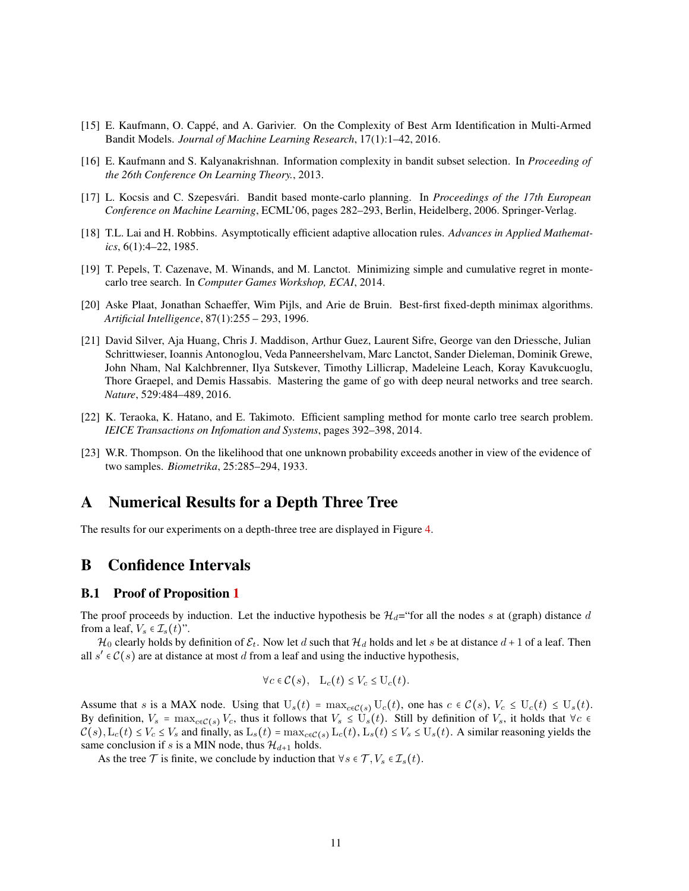[15] E. Kaufmann, O. Cappé, and A. Garivier. On the Complexity of Best Arm Identification in Multi-Armed Bandit Models. *Journal of Machine Learning Research*, 17(1):1–42, 2016.

[16] E. Kaufmann and S. Kalyanakrishnan. Information complexity in bandit subset selection. In *Proceeding of the 26th Conference On Learning Theory.*, 2013.

[17] L. Kocsis and C. Szepesvári. Bandit based monte-carlo planning. In *Proceedings of the 17th European Conference on Machine Learning*, ECML'06, pages 282–293, Berlin, Heidelberg, 2006. Springer-Verlag.

[18] T.L. Lai and H. Robbins. Asymptotically efficient adaptive allocation rules. *Advances in Applied Mathematics*, 6(1):4–22, 1985.

[19] T. Pepels, T. Cazenave, M. Winands, and M. Lanctot. Minimizing simple and cumulative regret in monte-carlo tree search. In *Computer Games Workshop, ECAI*, 2014.

[20] Aske Plaat, Jonathan Schaeffer, Wim Pijls, and Arie de Bruin. Best-first fixed-depth minimax algorithms. *Artificial Intelligence*, 87(1):255 – 293, 1996.

[21] David Silver, Aja Huang, Chris J. Maddison, Arthur Guez, Laurent Sifre, George van den Driessche, Julian Schrittwieser, Ioannis Antonoglou, Veda Panneershelvam, Marc Lanctot, Sander Dieleman, Dominik Grewe, John Nham, Nal Kalchbrenner, Ilya Sutskever, Timothy Lillicrap, Madeleine Leach, Koray Kavukcuoglu, Thore Graepel, and Demis Hassabis. Mastering the game of go with deep neural networks and tree search. *Nature*, 529:484–489, 2016.

[22] K. Teraoka, K. Hatano, and E. Takimoto. Efficient sampling method for monte carlo tree search problem. *IEICE Transactions on Infomation and Systems*, pages 392–398, 2014.

[23] W.R. Thompson. On the likelihood that one unknown probability exceeds another in view of the evidence of two samples. *Biometrika*, 25:285–294, 1933.

# A Numerical Results for a Depth Three Tree

The results for our experiments on a depth-three tree are displayed in Figure 4.

# B Confidence Intervals

## B.1 Proof of Proposition 1

The proof proceeds by induction. Let the inductive hypothesis be $\mathcal{H}_d$="for all the nodes $s$ at (graph) distance $d$ from a leaf, $V_s \in \mathcal{I}_s(t)$".

$\mathcal{H}_0$ clearly holds by definition of $\mathcal{E}_t$. Now let $d$ such that $\mathcal{H}_d$ holds and let $s$ be at distance $d+1$ of a leaf. Then all $s' \in \mathcal{C}(s)$ are at distance at most $d$ from a leaf and using the inductive hypothesis,

$$\forall c \in \mathcal{C}(s), \quad \mathrm{L}_c(t) \le V_c \le \mathrm{U}_c(t).$$

Assume that $s$ is a MAX node. Using that $\mathrm{U}_s(t) = \max_{c\in\mathcal{C}(s)} \mathrm{U}_c(t)$, one has $c \in \mathcal{C}(s)$, $V_c \le \mathrm{U}_c(t) \le \mathrm{U}_s(t)$. By definition, $V_s = \max_{c\in\mathcal{C}(s)} V_c$, thus it follows that $V_s \le \mathrm{U}_s(t)$. Still by definition of $V_s$, it holds that $\forall c \in \mathcal{C}(s), \mathrm{L}_c(t) \le V_c \le V_s$ and finally, as $\mathrm{L}_s(t) = \max_{c\in\mathcal{C}(s)} \mathrm{L}_c(t)$, $\mathrm{L}_s(t) \le V_s \le \mathrm{U}_s(t)$. A similar reasoning yields the same conclusion if $s$ is a MIN node, thus $\mathcal{H}_{d+1}$ holds.

As the tree $\mathcal{T}$ is finite, we conclude by induction that $\forall s \in \mathcal{T}, V_s \in \mathcal{I}_s(t)$.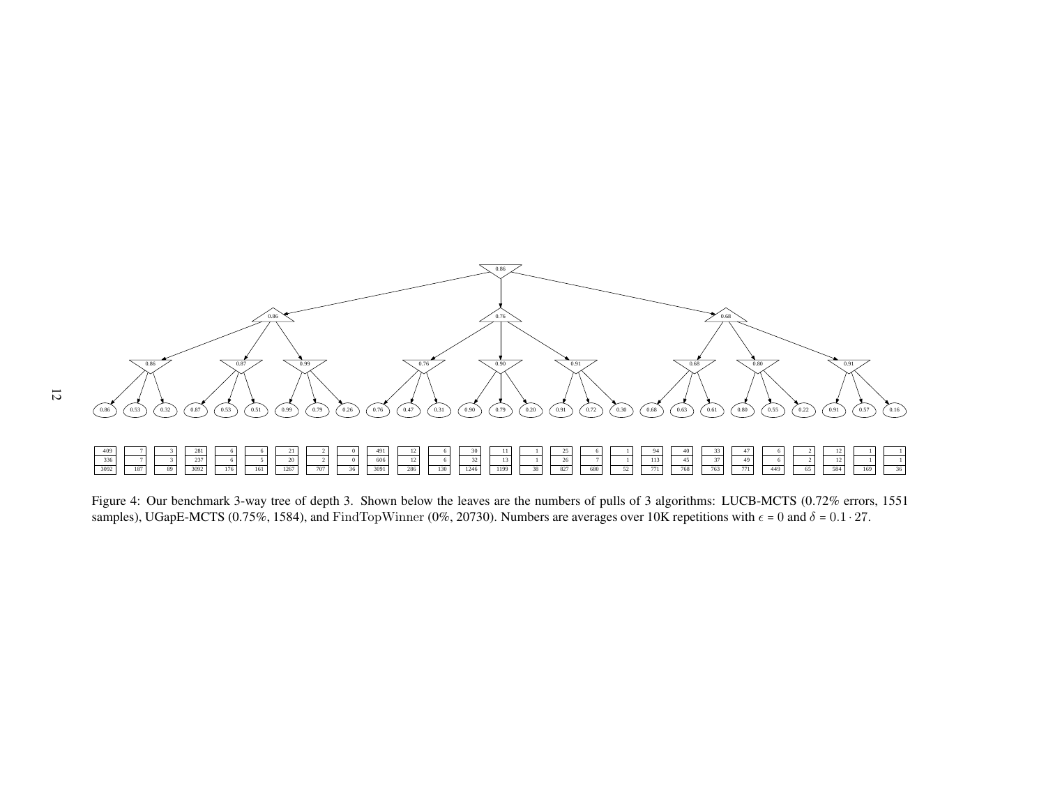| 0.86 | 0.53 | 0.32 | 0.87 | 0.53 | 0.51 | 0.99 | 0.79 | 0.26 | 0.76 | 0.47 | 0.31 | 0.90 | 0.79 | 0.20 | 0.91 | 0.72 | 0.30 | 0.68 | 0.63 | 0.61 | 0.80 | 0.55 | 0.22 | 0.91 | 0.57 | 0.16 |
|---|---|---|---|---|---|---|---|---|---|---|---|---|---|---|---|---|---|---|---|---|---|---|---|---|---|---|
| 409 | 7 | 3 | 281 | 6 | 6 | 21 | 2 | 0 | 491 | 12 | 6 | 30 | 11 | 1 | 25 | 6 | 1 | 94 | 40 | 33 | 47 | 6 | 2 | 12 | 1 | 1 |
| 336 | 7 | 3 | 237 | 6 | 5 | 20 | 2 | 0 | 606 | 12 | 6 | 32 | 13 | 1 | 26 | 7 | 1 | 113 | 45 | 37 | 49 | 6 | 2 | 12 | 1 | 1 |
| 3092 | 187 | 89 | 3092 | 176 | 161 | 1267 | 707 | 36 | 3091 | 286 | 130 | 1246 | 1199 | 38 | 827 | 680 | 52 | 771 | 768 | 763 | 771 | 449 | 65 | 584 | 169 | 36 |

Figure 4: Our benchmark 3-way tree of depth 3. Shown below the leaves are the numbers of pulls of 3 algorithms: LUCB-MCTS (0.72% errors, 1551 samples), UGapE-MCTS (0.75%, 1584), and FindTopWinner (0%, 20730). Numbers are averages over 10K repetitions with $\epsilon = 0$ and $\delta = 0.1 \cdot 27$.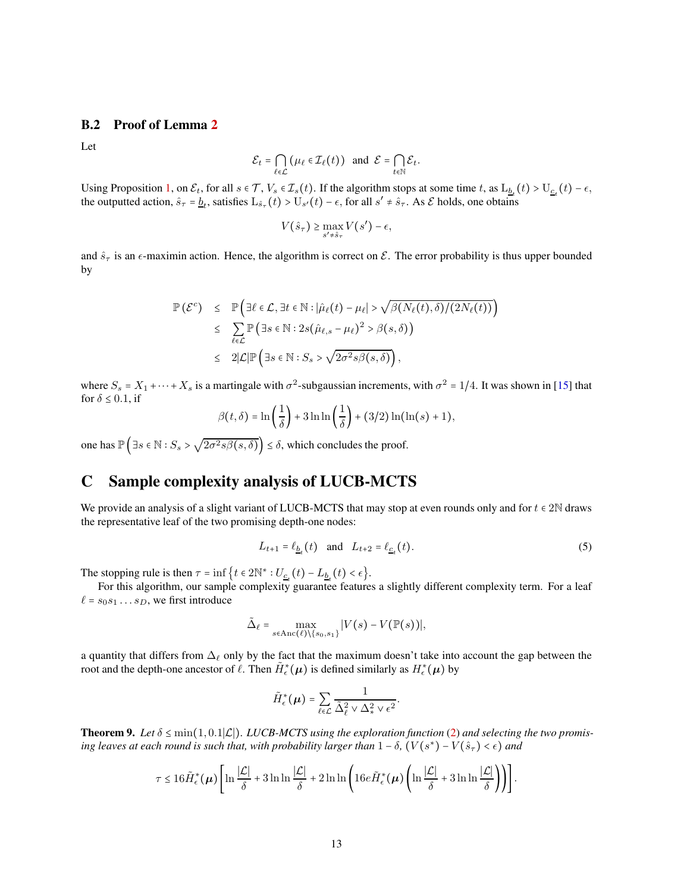## B.2 Proof of Lemma 2

Let

$$\mathcal{E}_t = \bigcap_{\ell \in \mathcal{L}} (\mu_\ell \in \mathcal{I}_\ell(t)) \quad \text{and} \quad \mathcal{E} = \bigcap_{t \in \mathbb{N}} \mathcal{E}_t.$$

Using Proposition 1, on $\mathcal{E}_t$, for all $s \in \mathcal{T}$, $V_s \in \mathcal{I}_s(t)$. If the algorithm stops at some time $t$, as $\mathrm{L}_{\underline{b}_t}(t) > \mathrm{U}_{\underline{c}_t}(t) - \epsilon$, the outputted action, $\hat{s}_\tau = \underline{b}_t$, satisfies $\mathrm{L}_{\hat{s}_\tau}(t) > \mathrm{U}_{s'}(t) - \epsilon$, for all $s' \neq \hat{s}_\tau$. As $\mathcal{E}$ holds, one obtains

$$V(\hat{s}_\tau) \geq \max_{s' \neq \hat{s}_\tau} V(s') - \epsilon,$$

and $\hat{s}_\tau$ is an $\epsilon$-maximin action. Hence, the algorithm is correct on $\mathcal{E}$. The error probability is thus upper bounded by

$$\begin{aligned}
\mathbb{P}(\mathcal{E}^c) &\leq \mathbb{P}\left(\exists \ell \in \mathcal{L}, \exists t \in \mathbb{N} : |\hat{\mu}_\ell(t) - \mu_\ell| > \sqrt{\beta(N_\ell(t), \delta)/(2N_\ell(t))}\right) \\
&\leq \sum_{\ell \in \mathcal{L}} \mathbb{P}\left(\exists s \in \mathbb{N} : 2s(\hat{\mu}_{\ell,s} - \mu_\ell)^2 > \beta(s, \delta)\right) \\
&\leq 2|\mathcal{L}| \mathbb{P}\left(\exists s \in \mathbb{N} : S_s > \sqrt{2\sigma^2 s \beta(s, \delta)}\right),
\end{aligned}$$

where $S_s = X_1 + \cdots + X_s$ is a martingale with $\sigma^2$-subgaussian increments, with $\sigma^2 = 1/4$. It was shown in [15] that for $\delta \leq 0.1$, if

$$\beta(t, \delta) = \ln\left(\frac{1}{\delta}\right) + 3 \ln \ln\left(\frac{1}{\delta}\right) + (3/2) \ln(\ln(s) + 1),$$

one has $\mathbb{P}\left(\exists s \in \mathbb{N} : S_s > \sqrt{2\sigma^2 s \beta(s, \delta)}\right) \leq \delta$, which concludes the proof.

# C Sample complexity analysis of LUCB-MCTS

We provide an analysis of a slight variant of LUCB-MCTS that may stop at even rounds only and for $t \in 2\mathbb{N}$ draws the representative leaf of the two promising depth-one nodes:

$$L_{t+1} = \ell_{\underline{b}_t}(t) \quad \text{and} \quad L_{t+2} = \ell_{\underline{c}_t}(t). \tag{5}$$

The stopping rule is then $\tau = \inf\left\{t \in 2\mathbb{N}^* : U_{\underline{c}_t}(t) - L_{\underline{b}_t}(t) < \epsilon\right\}$.

For this algorithm, our sample complexity guarantee features a slightly different complexity term. For a leaf $\ell = s_0 s_1 \ldots s_D$, we first introduce

$$\tilde{\Delta}_\ell = \max_{s \in \mathrm{Anc}(\ell) \setminus \{s_0, s_1\}} |V(s) - V(\mathbb{P}(s))|,$$

a quantity that differs from $\Delta_\ell$ only by the fact that the maximum doesn't take into account the gap between the root and the depth-one ancestor of $\ell$. Then $\tilde{H}^*_\epsilon(\boldsymbol{\mu})$ is defined similarly as $H^*_\epsilon(\boldsymbol{\mu})$ by

$$\tilde{H}^*_\epsilon(\boldsymbol{\mu}) = \sum_{\ell \in \mathcal{L}} \frac{1}{\tilde{\Delta}_\ell^2 \vee \Delta_*^2 \vee \epsilon^2}.$$

**Theorem 9.** *Let $\delta \leq \min(1, 0.1|\mathcal{L}|)$. LUCB-MCTS using the exploration function (2) and selecting the two promising leaves at each round is such that, with probability larger than $1 - \delta$, $(V(s^*) - V(\hat{s}_\tau) < \epsilon)$ and*

$$\tau \leq 16\tilde{H}^*_\epsilon(\boldsymbol{\mu}) \left[\ln \frac{|\mathcal{L}|}{\delta} + 3 \ln \ln \frac{|\mathcal{L}|}{\delta} + 2 \ln \ln \left(16e\tilde{H}^*_\epsilon(\boldsymbol{\mu}) \left(\ln \frac{|\mathcal{L}|}{\delta} + 3 \ln \ln \frac{|\mathcal{L}|}{\delta}\right)\right)\right].$$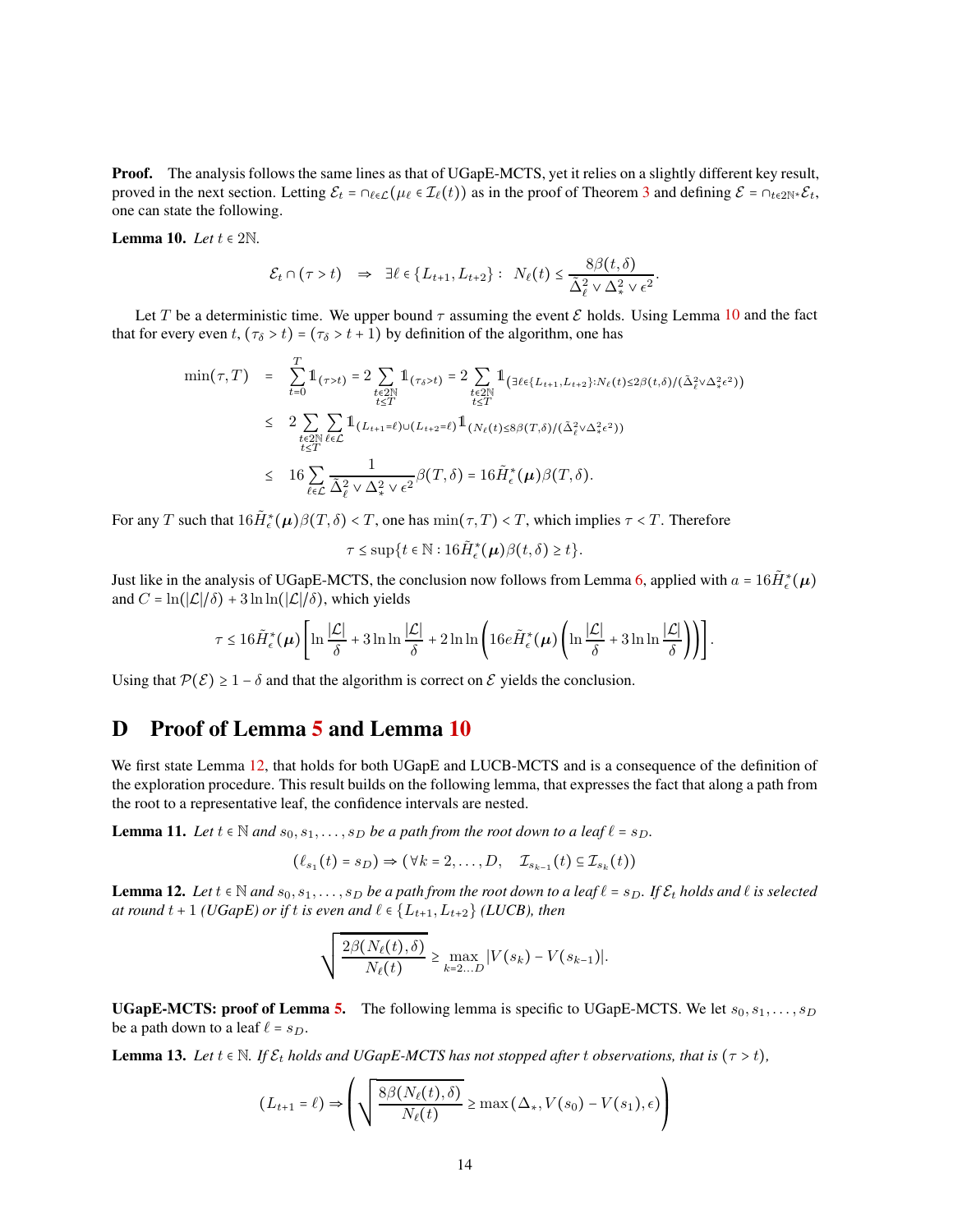**Proof.** The analysis follows the same lines as that of UGapE-MCTS, yet it relies on a slightly different key result, proved in the next section. Letting $\mathcal{E}_t = \cap_{\ell\in\mathcal{L}}(\mu_\ell \in \mathcal{I}_\ell(t))$ as in the proof of Theorem 3 and defining $\mathcal{E} = \cap_{t\in 2\mathbb{N}^*}\mathcal{E}_t$, one can state the following.

**Lemma 10.** *Let $t \in 2\mathbb{N}$.*

$$\mathcal{E}_t \cap (\tau > t) \quad \Rightarrow \quad \exists \ell \in \{L_{t+1}, L_{t+2}\} : \; N_\ell(t) \leq \frac{8\beta(t,\delta)}{\tilde{\Delta}_\ell^2 \vee \Delta_*^2 \vee \epsilon^2}.$$

Let $T$ be a deterministic time. We upper bound $\tau$ assuming the event $\mathcal{E}$ holds. Using Lemma 10 and the fact that for every even $t$, $(\tau_\delta > t) = (\tau_\delta > t+1)$ by definition of the algorithm, one has

$$\begin{aligned}
\min(\tau, T) &= \sum_{t=0}^{T} \mathbb{1}_{(\tau > t)} = 2\sum_{\substack{t\in 2\mathbb{N} \\ t\leq T}} \mathbb{1}_{(\tau_\delta > t)} = 2\sum_{\substack{t\in 2\mathbb{N} \\ t\leq T}} \mathbb{1}_{\left(\exists \ell \in \{L_{t+1}, L_{t+2}\} : N_\ell(t) \leq 2\beta(t,\delta)/(\tilde{\Delta}_\ell^2 \vee \Delta_*^2 \epsilon^2)\right)} \\
&\leq 2 \sum_{\substack{t\in 2\mathbb{N} \\ t\leq T}} \sum_{\ell\in\mathcal{L}} \mathbb{1}_{(L_{t+1} = \ell)\cup(L_{t+2}=\ell)} \mathbb{1}_{(N_\ell(t) \leq 8\beta(T,\delta)/(\tilde{\Delta}_\ell^2 \vee \Delta_*^2 \epsilon^2))} \\
&\leq 16 \sum_{\ell\in\mathcal{L}} \frac{1}{\tilde{\Delta}_\ell^2 \vee \Delta_*^2 \vee \epsilon^2} \beta(T,\delta) = 16 \tilde{H}_\epsilon^*(\boldsymbol{\mu}) \beta(T,\delta).
\end{aligned}$$

For any $T$ such that $16\tilde{H}_\epsilon^*(\boldsymbol{\mu})\beta(T,\delta) < T$, one has $\min(\tau, T) < T$, which implies $\tau < T$. Therefore

$$\tau \leq \sup\{t \in \mathbb{N} : 16\tilde{H}_\epsilon^*(\boldsymbol{\mu})\beta(t,\delta) \geq t\}.$$

Just like in the analysis of UGapE-MCTS, the conclusion now follows from Lemma 6, applied with $a = 16\tilde{H}_\epsilon^*(\boldsymbol{\mu})$ and $C = \ln(|\mathcal{L}|/\delta) + 3\ln\ln(|\mathcal{L}|/\delta)$, which yields

$$\tau \leq 16\tilde{H}_\epsilon^*(\boldsymbol{\mu}) \left[ \ln\frac{|\mathcal{L}|}{\delta} + 3\ln\ln\frac{|\mathcal{L}|}{\delta} + 2\ln\ln\left(16e\tilde{H}_\epsilon^*(\boldsymbol{\mu})\left(\ln\frac{|\mathcal{L}|}{\delta} + 3\ln\ln\frac{|\mathcal{L}|}{\delta}\right)\right)\right].$$

Using that $\mathcal{P}(\mathcal{E}) \geq 1 - \delta$ and that the algorithm is correct on $\mathcal{E}$ yields the conclusion.

# D Proof of Lemma 5 and Lemma 10

We first state Lemma 12, that holds for both UGapE and LUCB-MCTS and is a consequence of the definition of the exploration procedure. This result builds on the following lemma, that expresses the fact that along a path from the root to a representative leaf, the confidence intervals are nested.

**Lemma 11.** *Let $t \in \mathbb{N}$ and $s_0, s_1, \dots, s_D$ be a path from the root down to a leaf $\ell = s_D$.*

$$(\ell_{s_1}(t) = s_D) \Rightarrow (\forall k = 2, \dots, D, \quad \mathcal{I}_{s_{k-1}}(t) \subseteq \mathcal{I}_{s_k}(t))$$

**Lemma 12.** *Let $t \in \mathbb{N}$ and $s_0, s_1, \dots, s_D$ be a path from the root down to a leaf $\ell = s_D$. If $\mathcal{E}_t$ holds and $\ell$ is selected at round $t+1$ (UGapE) or if $t$ is even and $\ell \in \{L_{t+1}, L_{t+2}\}$ (LUCB), then*

$$\sqrt{\frac{2\beta(N_\ell(t),\delta)}{N_\ell(t)}} \geq \max_{k=2\dots D} |V(s_k) - V(s_{k-1})|.$$

**UGapE-MCTS: proof of Lemma 5.** The following lemma is specific to UGapE-MCTS. We let $s_0, s_1, \dots, s_D$ be a path down to a leaf $\ell = s_D$.

**Lemma 13.** *Let $t \in \mathbb{N}$. If $\mathcal{E}_t$ holds and UGapE-MCTS has not stopped after $t$ observations, that is $(\tau > t)$,*

$$(L_{t+1} = \ell) \Rightarrow \left(\sqrt{\frac{8\beta(N_\ell(t),\delta)}{N_\ell(t)}} \geq \max\left(\Delta_*, V(s_0) - V(s_1), \epsilon\right)\right)$$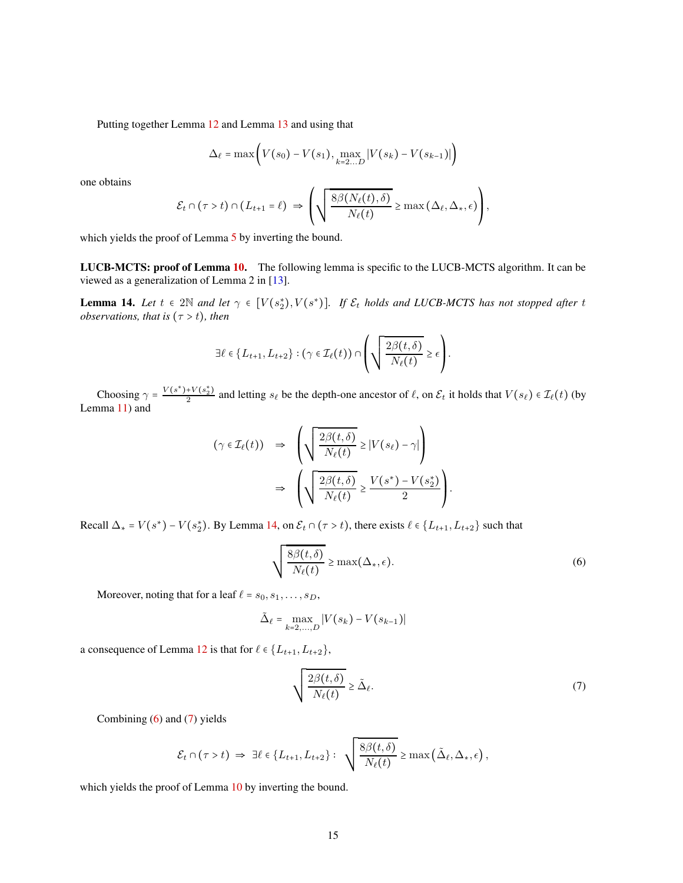Putting together Lemma 12 and Lemma 13 and using that

$$\Delta_\ell = \max\left(V(s_0) - V(s_1), \max_{k=2\dots D} |V(s_k) - V(s_{k-1})|\right)$$

one obtains

$$\mathcal{E}_t \cap (\tau > t) \cap (L_{t+1} = \ell) \Rightarrow \left(\sqrt{\frac{8\beta(N_\ell(t),\delta)}{N_\ell(t)}} \geq \max\left(\Delta_\ell, \Delta_*, \epsilon\right)\right),$$

which yields the proof of Lemma 5 by inverting the bound.

**LUCB-MCTS: proof of Lemma 10.** The following lemma is specific to the LUCB-MCTS algorithm. It can be viewed as a generalization of Lemma 2 in [13].

**Lemma 14.** *Let $t \in 2\mathbb{N}$ and let $\gamma \in [V(s_2^*), V(s^*)]$. If $\mathcal{E}_t$ holds and LUCB-MCTS has not stopped after $t$ observations, that is $(\tau > t)$, then*

$$\exists \ell \in \{L_{t+1}, L_{t+2}\} : (\gamma \in \mathcal{I}_\ell(t)) \cap \left(\sqrt{\frac{2\beta(t,\delta)}{N_\ell(t)}} \geq \epsilon\right).$$

Choosing $\gamma = \frac{V(s^*)+V(s_2^*)}{2}$ and letting $s_\ell$ be the depth-one ancestor of $\ell$, on $\mathcal{E}_t$ it holds that $V(s_\ell) \in \mathcal{I}_\ell(t)$ (by Lemma 11) and

$$\begin{aligned}
(\gamma \in \mathcal{I}_\ell(t)) \quad &\Rightarrow \quad \left(\sqrt{\frac{2\beta(t,\delta)}{N_\ell(t)}} \geq |V(s_\ell) - \gamma|\right) \\
&\Rightarrow \quad \left(\sqrt{\frac{2\beta(t,\delta)}{N_\ell(t)}} \geq \frac{V(s^*) - V(s_2^*)}{2}\right).
\end{aligned}$$

Recall $\Delta_* = V(s^*) - V(s_2^*)$. By Lemma 14, on $\mathcal{E}_t \cap (\tau > t)$, there exists $\ell \in \{L_{t+1}, L_{t+2}\}$ such that

$$\sqrt{\frac{8\beta(t,\delta)}{N_\ell(t)}} \geq \max(\Delta_*, \epsilon). \tag{6}$$

Moreover, noting that for a leaf $\ell = s_0, s_1, \dots, s_D$,

$$\tilde{\Delta}_\ell = \max_{k=2,\dots,D} |V(s_k) - V(s_{k-1})|$$

a consequence of Lemma 12 is that for $\ell \in \{L_{t+1}, L_{t+2}\}$,

$$\sqrt{\frac{2\beta(t,\delta)}{N_\ell(t)}} \geq \tilde{\Delta}_\ell. \tag{7}$$

Combining (6) and (7) yields

$$\mathcal{E}_t \cap (\tau > t) \Rightarrow \exists \ell \in \{L_{t+1}, L_{t+2}\} : \sqrt{\frac{8\beta(t,\delta)}{N_\ell(t)}} \geq \max\left(\tilde{\Delta}_\ell, \Delta_*, \epsilon\right),$$

which yields the proof of Lemma 10 by inverting the bound.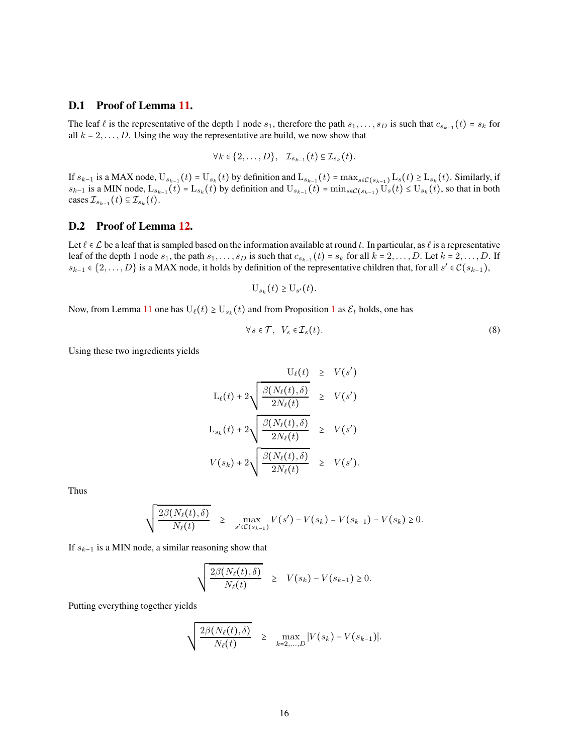## D.1 Proof of Lemma 11.

The leaf $\ell$ is the representative of the depth 1 node $s_1$, therefore the path $s_1, \ldots, s_D$ is such that $c_{s_{k-1}}(t) = s_k$ for all $k = 2, \ldots, D$. Using the way the representative are build, we now show that

$$\forall k \in \{2, \ldots, D\}, \quad \mathcal{I}_{s_{k-1}}(t) \subseteq \mathcal{I}_{s_k}(t).$$

If $s_{k-1}$ is a MAX node, $\mathrm{U}_{s_{k-1}}(t) = \mathrm{U}_{s_k}(t)$ by definition and $\mathrm{L}_{s_{k-1}}(t) = \max_{s \in \mathcal{C}(s_{k-1})} \mathrm{L}_s(t) \geq \mathrm{L}_{s_k}(t)$. Similarly, if $s_{k-1}$ is a MIN node, $\mathrm{L}_{s_{k-1}}(t) = \mathrm{L}_{s_k}(t)$ by definition and $\mathrm{U}_{s_{k-1}}(t) = \min_{s \in \mathcal{C}(s_{k-1})} \mathrm{U}_s(t) \leq \mathrm{U}_{s_k}(t)$, so that in both cases $\mathcal{I}_{s_{k-1}}(t) \subseteq \mathcal{I}_{s_k}(t)$.

## D.2 Proof of Lemma 12.

Let $\ell \in \mathcal{L}$ be a leaf that is sampled based on the information available at round $t$. In particular, as $\ell$ is a representative leaf of the depth 1 node $s_1$, the path $s_1, \ldots, s_D$ is such that $c_{s_{k-1}}(t) = s_k$ for all $k = 2, \ldots, D$. Let $k = 2, \ldots, D$. If $s_{k-1} \in \{2, \ldots, D\}$ is a MAX node, it holds by definition of the representative children that, for all $s' \in \mathcal{C}(s_{k-1})$,

$$\mathrm{U}_{s_k}(t) \geq \mathrm{U}_{s'}(t).$$

Now, from Lemma 11 one has $\mathrm{U}_\ell(t) \geq \mathrm{U}_{s_k}(t)$ and from Proposition 1 as $\mathcal{E}_t$ holds, one has

$$\forall s \in \mathcal{T}, \;\; V_s \in \mathcal{I}_s(t). \tag{8}$$

Using these two ingredients yields

$$\begin{aligned}
\mathrm{U}_\ell(t) &\geq V(s') \\
\mathrm{L}_\ell(t) + 2\sqrt{\frac{\beta(N_\ell(t), \delta)}{2N_\ell(t)}} &\geq V(s') \\
\mathrm{L}_{s_k}(t) + 2\sqrt{\frac{\beta(N_\ell(t), \delta)}{2N_\ell(t)}} &\geq V(s') \\
V(s_k) + 2\sqrt{\frac{\beta(N_\ell(t), \delta)}{2N_\ell(t)}} &\geq V(s').
\end{aligned}$$

Thus

$$\sqrt{\frac{2\beta(N_\ell(t), \delta)}{N_\ell(t)}} \geq \max_{s' \in \mathcal{C}(s_{k-1})} V(s') - V(s_k) = V(s_{k-1}) - V(s_k) \geq 0.$$

If $s_{k-1}$ is a MIN node, a similar reasoning show that

$$\sqrt{\frac{2\beta(N_\ell(t), \delta)}{N_\ell(t)}} \geq V(s_k) - V(s_{k-1}) \geq 0.$$

Putting everything together yields

$$\sqrt{\frac{2\beta(N_\ell(t), \delta)}{N_\ell(t)}} \geq \max_{k=2,\ldots,D} |V(s_k) - V(s_{k-1})|.$$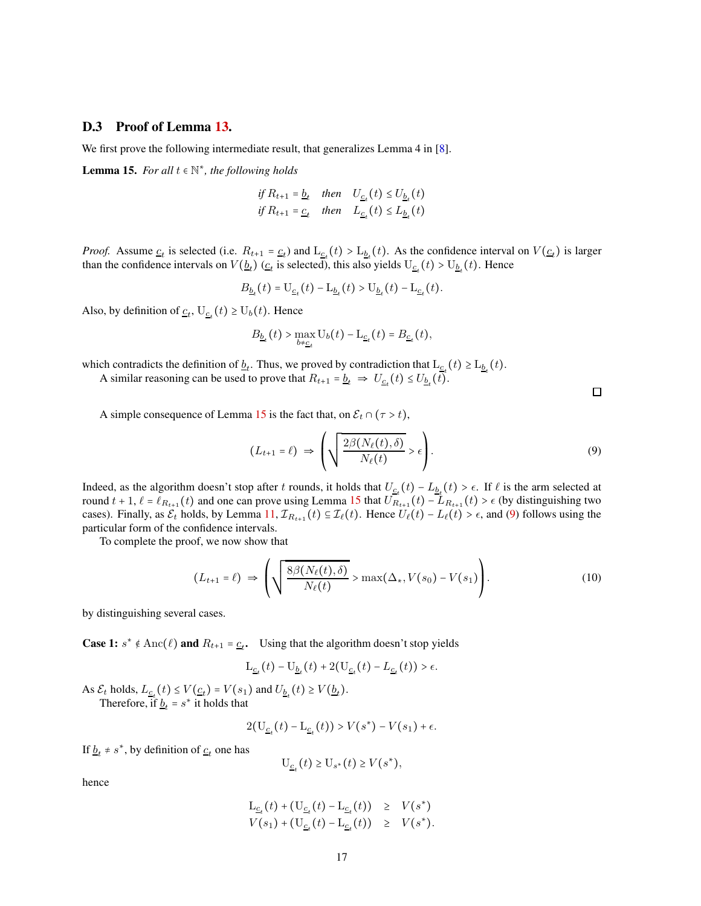### D.3 Proof of Lemma 13.

We first prove the following intermediate result, that generalizes Lemma 4 in [8].

**Lemma 15.** *For all $t \in \mathbb{N}^*$, the following holds*

$$
\begin{array}{lll}
\text{if } R_{t+1} = \underline{b}_t & \text{then} & U_{\underline{c}_t}(t) \le U_{\underline{b}_t}(t) \\
\text{if } R_{t+1} = \underline{c}_t & \text{then} & L_{\underline{c}_t}(t) \le L_{\underline{b}_t}(t)
\end{array}
$$

*Proof.* Assume $\underline{c}_t$ is selected (i.e. $R_{t+1} = \underline{c}_t$) and $\mathrm{L}_{\underline{c}_t}(t) > \mathrm{L}_{\underline{b}_t}(t)$. As the confidence interval on $V(\underline{c}_t)$ is larger than the confidence intervals on $V(\underline{b}_t)$ ($\underline{c}_t$ is selected), this also yields $\mathrm{U}_{\underline{c}_t}(t) > \mathrm{U}_{\underline{b}_t}(t)$. Hence

$$
B_{\underline{b}_t}(t) = \mathrm{U}_{\underline{c}_t}(t) - \mathrm{L}_{\underline{b}_t}(t) > \mathrm{U}_{\underline{b}_t}(t) - \mathrm{L}_{\underline{c}_t}(t).
$$

Also, by definition of $\underline{c}_t$, $\mathrm{U}_{\underline{c}_t}(t) \ge \mathrm{U}_b(t)$. Hence

$$
B_{\underline{b}_t}(t) > \max_{b \neq \underline{c}_t} \mathrm{U}_b(t) - \mathrm{L}_{\underline{c}_t}(t) = B_{\underline{c}_t}(t),
$$

which contradicts the definition of $\underline{b}_t$. Thus, we proved by contradiction that $\mathrm{L}_{\underline{c}_t}(t) \ge \mathrm{L}_{\underline{b}_t}(t)$.

A similar reasoning can be used to prove that $R_{t+1} = \underline{b}_t \Rightarrow U_{\underline{c}_t}(t) \le U_{\underline{b}_t}(t)$. □

A simple consequence of Lemma 15 is the fact that, on $\mathcal{E}_t \cap (\tau > t)$,

$$
(L_{t+1} = \ell) \Rightarrow \left( \sqrt{\frac{2\beta(N_\ell(t), \delta)}{N_\ell(t)}} > \epsilon \right). \tag{9}
$$

Indeed, as the algorithm doesn't stop after $t$ rounds, it holds that $U_{\underline{c}_t}(t) - L_{\underline{b}_t}(t) > \epsilon$. If $\ell$ is the arm selected at round $t+1$, $\ell = \ell_{R_{t+1}}(t)$ and one can prove using Lemma 15 that $U_{R_{t+1}}(t) - L_{R_{t+1}}(t) > \epsilon$ (by distinguishing two cases). Finally, as $\mathcal{E}_t$ holds, by Lemma 11, $\mathcal{I}_{R_{t+1}}(t) \subseteq \mathcal{I}_\ell(t)$. Hence $U_\ell(t) - L_\ell(t) > \epsilon$, and (9) follows using the particular form of the confidence intervals.

To complete the proof, we now show that

$$
(L_{t+1} = \ell) \Rightarrow \left( \sqrt{\frac{8\beta(N_\ell(t), \delta)}{N_\ell(t)}} > \max(\Delta_*, V(s_0) - V(s_1)) \right). \tag{10}
$$

by distinguishing several cases.

**Case 1: $s^* \notin \mathrm{Anc}(\ell)$ and $R_{t+1} = \underline{c}_t$.** Using that the algorithm doesn't stop yields

$$
\mathrm{L}_{\underline{c}_t}(t) - \mathrm{U}_{\underline{b}_t}(t) + 2(\mathrm{U}_{\underline{c}_t}(t) - L_{\underline{c}_t}(t)) > \epsilon.
$$

As $\mathcal{E}_t$ holds, $L_{\underline{c}_t}(t) \le V(\underline{c}_t) = V(s_1)$ and $U_{\underline{b}_t}(t) \ge V(\underline{b}_t)$.

Therefore, if $\underline{b}_t = s^*$ it holds that

$$
2(\mathrm{U}_{\underline{c}_t}(t) - \mathrm{L}_{\underline{c}_t}(t)) > V(s^*) - V(s_1) + \epsilon.
$$

If $\underline{b}_t \neq s^*$, by definition of $\underline{c}_t$ one has

$$
\mathrm{U}_{\underline{c}_t}(t) \ge \mathrm{U}_{s^*}(t) \ge V(s^*),
$$

hence

$$
\begin{array}{rcl}
\mathrm{L}_{\underline{c}_t}(t) + (\mathrm{U}_{\underline{c}_t}(t) - \mathrm{L}_{\underline{c}_t}(t)) & \ge & V(s^*) \\
V(s_1) + (\mathrm{U}_{\underline{c}_t}(t) - \mathrm{L}_{\underline{c}_t}(t)) & \ge & V(s^*).
\end{array}
$$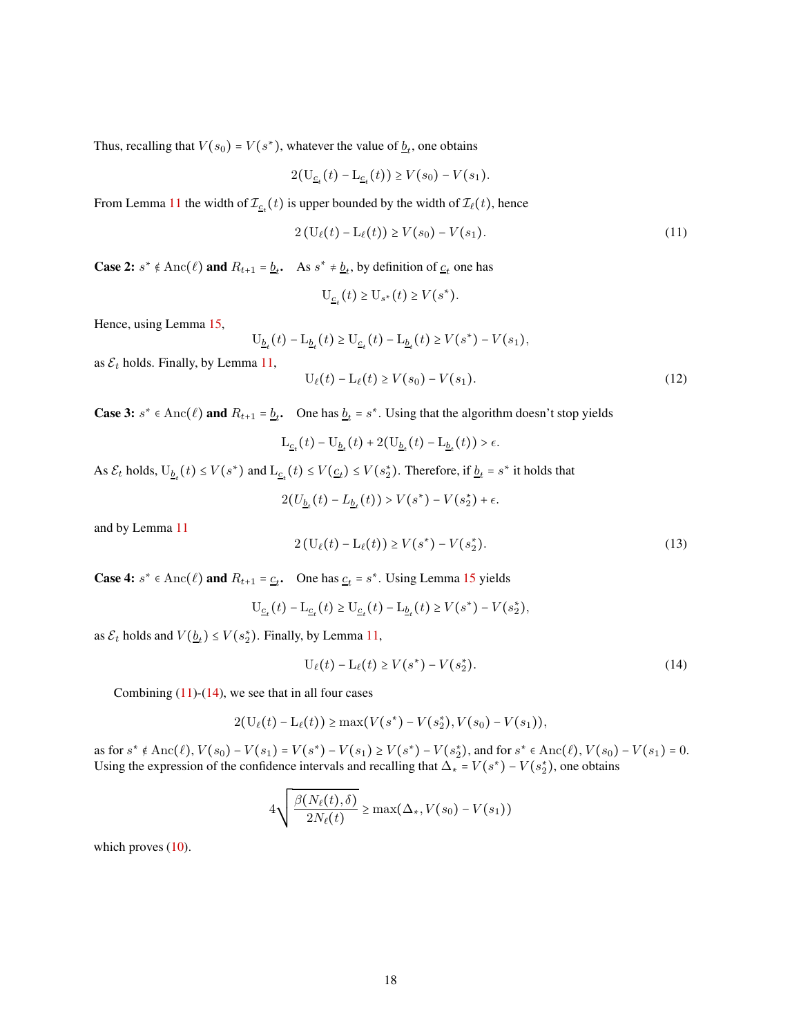Thus, recalling that $V(s_0) = V(s^*)$, whatever the value of $\underline{b}_t$, one obtains

$$2(\mathrm{U}_{\underline{c}_t}(t) - \mathrm{L}_{\underline{c}_t}(t)) \geq V(s_0) - V(s_1).$$

From Lemma 11 the width of $\mathcal{I}_{\underline{c}_t}(t)$ is upper bounded by the width of $\mathcal{I}_\ell(t)$, hence

$$2\left(\mathrm{U}_\ell(t) - \mathrm{L}_\ell(t)\right) \geq V(s_0) - V(s_1). \tag{11}$$

**Case 2: $s^* \notin \mathrm{Anc}(\ell)$ and $R_{t+1} = \underline{b}_t$.** As $s^* \neq \underline{b}_t$, by definition of $\underline{c}_t$ one has

$$\mathrm{U}_{\underline{c}_t}(t) \geq \mathrm{U}_{s^*}(t) \geq V(s^*).$$

Hence, using Lemma 15,

$$\mathrm{U}_{\underline{b}_t}(t) - \mathrm{L}_{\underline{b}_t}(t) \geq \mathrm{U}_{\underline{c}_t}(t) - \mathrm{L}_{\underline{b}_t}(t) \geq V(s^*) - V(s_1),$$

as $\mathcal{E}_t$ holds. Finally, by Lemma 11,

$$\mathrm{U}_\ell(t) - \mathrm{L}_\ell(t) \geq V(s_0) - V(s_1). \tag{12}$$

**Case 3: $s^* \in \mathrm{Anc}(\ell)$ and $R_{t+1} = \underline{b}_t$.** One has $\underline{b}_t = s^*$. Using that the algorithm doesn't stop yields

$$\mathrm{L}_{\underline{c}_t}(t) - \mathrm{U}_{\underline{b}_t}(t) + 2(\mathrm{U}_{\underline{b}_t}(t) - \mathrm{L}_{\underline{b}_t}(t)) > \epsilon.$$

As $\mathcal{E}_t$ holds, $\mathrm{U}_{\underline{b}_t}(t) \leq V(s^*)$ and $\mathrm{L}_{\underline{c}_t}(t) \leq V(\underline{c}_t) \leq V(s_2^*)$. Therefore, if $\underline{b}_t = s^*$ it holds that

$$2(U_{\underline{b}_t}(t) - L_{\underline{b}_t}(t)) > V(s^*) - V(s_2^*) + \epsilon.$$

and by Lemma 11

$$2\left(\mathrm{U}_\ell(t) - \mathrm{L}_\ell(t)\right) \geq V(s^*) - V(s_2^*). \tag{13}$$

**Case 4: $s^* \in \mathrm{Anc}(\ell)$ and $R_{t+1} = \underline{c}_t$.** One has $\underline{c}_t = s^*$. Using Lemma 15 yields

$$\mathrm{U}_{\underline{c}_t}(t) - \mathrm{L}_{\underline{c}_t}(t) \geq \mathrm{U}_{\underline{c}_t}(t) - \mathrm{L}_{\underline{b}_t}(t) \geq V(s^*) - V(s_2^*),$$

as $\mathcal{E}_t$ holds and $V(\underline{b}_t) \leq V(s_2^*)$. Finally, by Lemma 11,

$$\mathrm{U}_\ell(t) - \mathrm{L}_\ell(t) \geq V(s^*) - V(s_2^*). \tag{14}$$

Combining (11)-(14), we see that in all four cases

$$2(\mathrm{U}_\ell(t) - \mathrm{L}_\ell(t)) \geq \max(V(s^*) - V(s_2^*), V(s_0) - V(s_1)),$$

as for $s^* \notin \mathrm{Anc}(\ell)$, $V(s_0) - V(s_1) = V(s^*) - V(s_1) \geq V(s^*) - V(s_2^*)$, and for $s^* \in \mathrm{Anc}(\ell)$, $V(s_0) - V(s_1) = 0$. Using the expression of the confidence intervals and recalling that $\Delta_* = V(s^*) - V(s_2^*)$, one obtains

$$4\sqrt{\frac{\beta(N_\ell(t), \delta)}{2N_\ell(t)}} \geq \max(\Delta_*, V(s_0) - V(s_1))$$

which proves (10).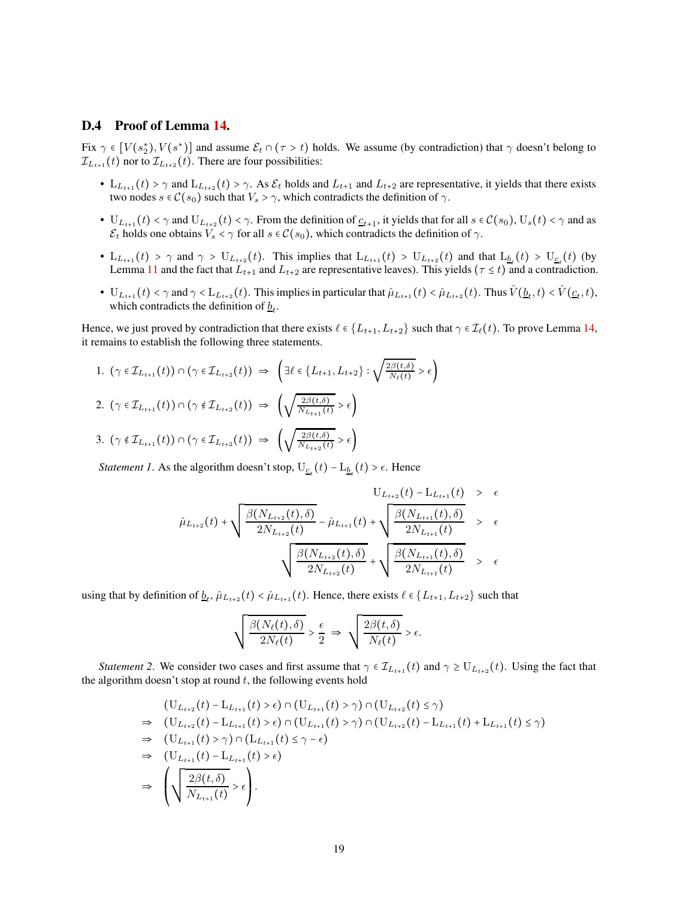### D.4 Proof of Lemma 14.

Fix $\gamma \in [V(s_2^*), V(s^*)]$ and assume $\mathcal{E}_t \cap (\tau > t)$ holds. We assume (by contradiction) that $\gamma$ doesn't belong to $\mathcal{I}_{L_{t+1}}(t)$ nor to $\mathcal{I}_{L_{t+2}}(t)$. There are four possibilities:

- $\mathrm{L}_{L_{t+1}}(t) > \gamma$ and $\mathrm{L}_{L_{t+2}}(t) > \gamma$. As $\mathcal{E}_t$ holds and $L_{t+1}$ and $L_{t+2}$ are representative, it yields that there exists two nodes $s \in \mathcal{C}(s_0)$ such that $V_s > \gamma$, which contradicts the definition of $\gamma$.
- $\mathrm{U}_{L_{t+1}}(t) < \gamma$ and $\mathrm{U}_{L_{t+2}}(t) < \gamma$. From the definition of $\underline{c}_{t+1}$, it yields that for all $s \in \mathcal{C}(s_0)$, $\mathrm{U}_s(t) < \gamma$ and as $\mathcal{E}_t$ holds one obtains $V_s < \gamma$ for all $s \in \mathcal{C}(s_0)$, which contradicts the definition of $\gamma$.
- $\mathrm{L}_{L_{t+1}}(t) > \gamma$ and $\gamma > \mathrm{U}_{L_{t+2}}(t)$. This implies that $\mathrm{L}_{L_{t+1}}(t) > \mathrm{U}_{L_{t+2}}(t)$ and that $\mathrm{L}_{\underline{b}_t}(t) > \mathrm{U}_{\underline{c}_t}(t)$ (by Lemma 11 and the fact that $L_{t+1}$ and $L_{t+2}$ are representative leaves). This yields $(\tau \leq t)$ and a contradiction.
- $\mathrm{U}_{L_{t+1}}(t) < \gamma$ and $\gamma < \mathrm{L}_{L_{t+2}}(t)$. This implies in particular that $\hat{\mu}_{L_{t+1}}(t) < \hat{\mu}_{L_{t+2}}(t)$. Thus $\hat{V}(\underline{b}_t, t) < \hat{V}(\underline{c}_t, t)$, which contradicts the definition of $\underline{b}_t$.

Hence, we just proved by contradiction that there exists $\ell \in \{L_{t+1}, L_{t+2}\}$ such that $\gamma \in \mathcal{I}_\ell(t)$. To prove Lemma 14, it remains to establish the following three statements.

1. $(\gamma \in \mathcal{I}_{L_{t+1}}(t)) \cap (\gamma \in \mathcal{I}_{L_{t+2}}(t)) \;\Rightarrow\; \left(\exists \ell \in \{L_{t+1}, L_{t+2}\} : \sqrt{\frac{2\beta(t,\delta)}{N_\ell(t)}} > \epsilon\right)$
2. $(\gamma \in \mathcal{I}_{L_{t+1}}(t)) \cap (\gamma \notin \mathcal{I}_{L_{t+2}}(t)) \;\Rightarrow\; \left(\sqrt{\frac{2\beta(t,\delta)}{N_{L_{t+1}}(t)}} > \epsilon\right)$
3. $(\gamma \notin \mathcal{I}_{L_{t+1}}(t)) \cap (\gamma \in \mathcal{I}_{L_{t+2}}(t)) \;\Rightarrow\; \left(\sqrt{\frac{2\beta(t,\delta)}{N_{L_{t+2}}(t)}} > \epsilon\right)$

*Statement 1.* As the algorithm doesn't stop, $\mathrm{U}_{\underline{c}_t}(t) - \mathrm{L}_{\underline{b}_t}(t) > \epsilon$. Hence

$$
\begin{aligned}
\mathrm{U}_{L_{t+2}}(t) - \mathrm{L}_{L_{t+1}}(t) &> \epsilon \\
\hat{\mu}_{L_{t+2}}(t) + \sqrt{\frac{\beta(N_{L_{t+2}}(t),\delta)}{2N_{L_{t+2}}(t)}} - \hat{\mu}_{L_{t+1}}(t) + \sqrt{\frac{\beta(N_{L_{t+1}}(t),\delta)}{2N_{L_{t+1}}(t)}} &> \epsilon \\
\sqrt{\frac{\beta(N_{L_{t+2}}(t),\delta)}{2N_{L_{t+2}}(t)}} + \sqrt{\frac{\beta(N_{L_{t+1}}(t),\delta)}{2N_{L_{t+1}}(t)}} &> \epsilon
\end{aligned}
$$

using that by definition of $\underline{b}_t$, $\hat{\mu}_{L_{t+2}}(t) < \hat{\mu}_{L_{t+1}}(t)$. Hence, there exists $\ell \in \{L_{t+1}, L_{t+2}\}$ such that

$$
\sqrt{\frac{\beta(N_\ell(t),\delta)}{2N_\ell(t)}} > \frac{\epsilon}{2} \;\Rightarrow\; \sqrt{\frac{2\beta(t,\delta)}{N_\ell(t)}} > \epsilon.
$$

*Statement 2.* We consider two cases and first assume that $\gamma \in \mathcal{I}_{L_{t+1}}(t)$ and $\gamma \geq \mathrm{U}_{L_{t+2}}(t)$. Using the fact that the algorithm doesn't stop at round $t$, the following events hold

$$
\begin{aligned}
& (\mathrm{U}_{L_{t+2}}(t) - \mathrm{L}_{L_{t+1}}(t) > \epsilon) \cap (\mathrm{U}_{L_{t+1}}(t) > \gamma) \cap (\mathrm{U}_{L_{t+2}}(t) \leq \gamma) \\
\Rightarrow\; & (\mathrm{U}_{L_{t+2}}(t) - \mathrm{L}_{L_{t+1}}(t) > \epsilon) \cap (\mathrm{U}_{L_{t+1}}(t) > \gamma) \cap (\mathrm{U}_{L_{t+2}}(t) - \mathrm{L}_{L_{t+1}}(t) + \mathrm{L}_{L_{t+1}}(t) \leq \gamma) \\
\Rightarrow\; & (\mathrm{U}_{L_{t+1}}(t) > \gamma) \cap (\mathrm{L}_{L_{t+1}}(t) \leq \gamma - \epsilon) \\
\Rightarrow\; & (\mathrm{U}_{L_{t+1}}(t) - \mathrm{L}_{L_{t+1}}(t) > \epsilon) \\
\Rightarrow\; & \left(\sqrt{\frac{2\beta(t,\delta)}{N_{L_{t+1}}(t)}} > \epsilon\right).
\end{aligned}
$$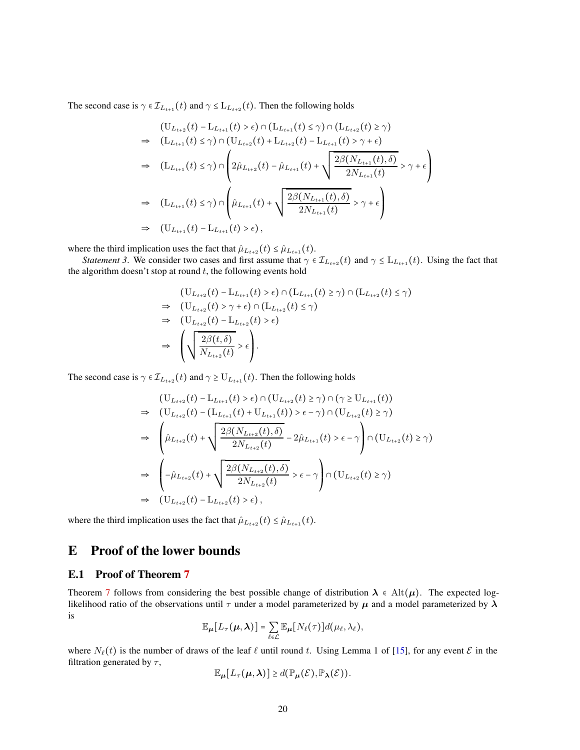The second case is $\gamma \in \mathcal{I}_{L_{t+1}}(t)$ and $\gamma \leq \mathrm{L}_{L_{t+2}}(t)$. Then the following holds

$$
\begin{aligned}
& (\mathrm{U}_{L_{t+2}}(t) - \mathrm{L}_{L_{t+1}}(t) > \epsilon) \cap (\mathrm{L}_{L_{t+1}}(t) \leq \gamma) \cap (\mathrm{L}_{L_{t+2}}(t) \geq \gamma) \\
\Rightarrow \quad & (\mathrm{L}_{L_{t+1}}(t) \leq \gamma) \cap (\mathrm{U}_{L_{t+2}}(t) + \mathrm{L}_{L_{t+2}}(t) - \mathrm{L}_{L_{t+1}}(t) > \gamma + \epsilon) \\
\Rightarrow \quad & (\mathrm{L}_{L_{t+1}}(t) \leq \gamma) \cap \left( 2\hat{\mu}_{L_{t+2}}(t) - \hat{\mu}_{L_{t+1}}(t) + \sqrt{\frac{2\beta(N_{L_{t+1}}(t), \delta)}{2N_{L_{t+1}}(t)}} > \gamma + \epsilon \right) \\
\Rightarrow \quad & (\mathrm{L}_{L_{t+1}}(t) \leq \gamma) \cap \left( \hat{\mu}_{L_{t+1}}(t) + \sqrt{\frac{2\beta(N_{L_{t+1}}(t), \delta)}{2N_{L_{t+1}}(t)}} > \gamma + \epsilon \right) \\
\Rightarrow \quad & (\mathrm{U}_{L_{t+1}}(t) - \mathrm{L}_{L_{t+1}}(t) > \epsilon),
\end{aligned}
$$

where the third implication uses the fact that $\hat{\mu}_{L_{t+2}}(t) \leq \hat{\mu}_{L_{t+1}}(t)$.

*Statement 3*. We consider two cases and first assume that $\gamma \in \mathcal{I}_{L_{t+2}}(t)$ and $\gamma \leq \mathrm{L}_{L_{t+1}}(t)$. Using the fact that the algorithm doesn't stop at round $t$, the following events hold

$$
\begin{aligned}
& (\mathrm{U}_{L_{t+2}}(t) - \mathrm{L}_{L_{t+1}}(t) > \epsilon) \cap (\mathrm{L}_{L_{t+1}}(t) \geq \gamma) \cap (\mathrm{L}_{L_{t+2}}(t) \leq \gamma) \\
\Rightarrow \quad & (\mathrm{U}_{L_{t+2}}(t) > \gamma + \epsilon) \cap (\mathrm{L}_{L_{t+2}}(t) \leq \gamma) \\
\Rightarrow \quad & (\mathrm{U}_{L_{t+2}}(t) - \mathrm{L}_{L_{t+2}}(t) > \epsilon) \\
\Rightarrow \quad & \left( \sqrt{\frac{2\beta(t, \delta)}{N_{L_{t+2}}(t)}} > \epsilon \right).
\end{aligned}
$$

The second case is $\gamma \in \mathcal{I}_{L_{t+2}}(t)$ and $\gamma \geq \mathrm{U}_{L_{t+1}}(t)$. Then the following holds

$$
\begin{aligned}
& (\mathrm{U}_{L_{t+2}}(t) - \mathrm{L}_{L_{t+1}}(t) > \epsilon) \cap (\mathrm{U}_{L_{t+2}}(t) \geq \gamma) \cap (\gamma \geq \mathrm{U}_{L_{t+1}}(t)) \\
\Rightarrow \quad & (\mathrm{U}_{L_{t+2}}(t) - (\mathrm{L}_{L_{t+1}}(t) + \mathrm{U}_{L_{t+1}}(t)) > \epsilon - \gamma) \cap (\mathrm{U}_{L_{t+2}}(t) \geq \gamma) \\
\Rightarrow \quad & \left( \hat{\mu}_{L_{t+2}}(t) + \sqrt{\frac{2\beta(N_{L_{t+2}}(t), \delta)}{2N_{L_{t+2}}(t)}} - 2\hat{\mu}_{L_{t+1}}(t) > \epsilon - \gamma \right) \cap (\mathrm{U}_{L_{t+2}}(t) \geq \gamma) \\
\Rightarrow \quad & \left( -\hat{\mu}_{L_{t+2}}(t) + \sqrt{\frac{2\beta(N_{L_{t+2}}(t), \delta)}{2N_{L_{t+2}}(t)}} > \epsilon - \gamma \right) \cap (\mathrm{U}_{L_{t+2}}(t) \geq \gamma) \\
\Rightarrow \quad & (\mathrm{U}_{L_{t+2}}(t) - \mathrm{L}_{L_{t+2}}(t) > \epsilon),
\end{aligned}
$$

where the third implication uses the fact that $\hat{\mu}_{L_{t+2}}(t) \leq \hat{\mu}_{L_{t+1}}(t)$.

# E Proof of the lower bounds

## E.1 Proof of Theorem 7

Theorem 7 follows from considering the best possible change of distribution $\boldsymbol{\lambda} \in \mathrm{Alt}(\boldsymbol{\mu})$. The expected log-likelihood ratio of the observations until $\tau$ under a model parameterized by $\boldsymbol{\mu}$ and a model parameterized by $\boldsymbol{\lambda}$ is

$$
\mathbb{E}_{\boldsymbol{\mu}}[L_\tau(\boldsymbol{\mu}, \boldsymbol{\lambda})] = \sum_{\ell \in \mathcal{L}} \mathbb{E}_{\boldsymbol{\mu}}[N_\ell(\tau)] d(\mu_\ell, \lambda_\ell),
$$

where $N_\ell(t)$ is the number of draws of the leaf $\ell$ until round $t$. Using Lemma 1 of [15], for any event $\mathcal{E}$ in the filtration generated by $\tau$,

$$
\mathbb{E}_{\boldsymbol{\mu}}[L_\tau(\boldsymbol{\mu}, \boldsymbol{\lambda})] \geq d(\mathbb{P}_{\boldsymbol{\mu}}(\mathcal{E}), \mathbb{P}_{\boldsymbol{\lambda}}(\mathcal{E})).
$$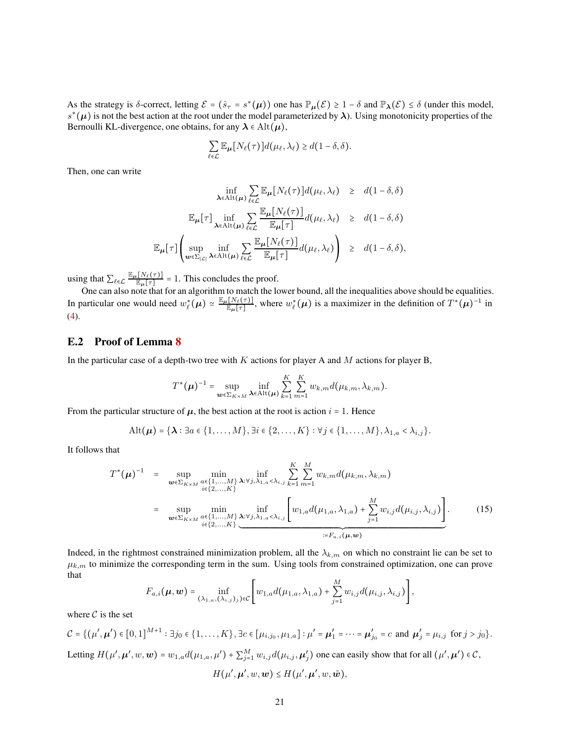As the strategy is $\delta$-correct, letting $\mathcal{E} = (\hat{s}_\tau = s^*(\boldsymbol{\mu}))$ one has $\mathbb{P}_{\boldsymbol{\mu}}(\mathcal{E}) \geq 1-\delta$ and $\mathbb{P}_{\boldsymbol{\lambda}}(\mathcal{E}) \leq \delta$ (under this model, $s^*(\boldsymbol{\mu})$ is not the best action at the root under the model parameterized by $\boldsymbol{\lambda}$). Using monotonicity properties of the Bernoulli KL-divergence, one obtains, for any $\boldsymbol{\lambda} \in \mathrm{Alt}(\boldsymbol{\mu})$,

$$\sum_{\ell \in \mathcal{L}} \mathbb{E}_{\boldsymbol{\mu}}[N_\ell(\tau)] d(\mu_\ell, \lambda_\ell) \geq d(1-\delta, \delta).$$

Then, one can write

$$\begin{aligned}
\inf_{\boldsymbol{\lambda} \in \mathrm{Alt}(\boldsymbol{\mu})} \sum_{\ell \in \mathcal{L}} \mathbb{E}_{\boldsymbol{\mu}}[N_\ell(\tau)] d(\mu_\ell, \lambda_\ell) &\geq d(1-\delta, \delta) \\
\mathbb{E}_{\boldsymbol{\mu}}[\tau] \inf_{\boldsymbol{\lambda} \in \mathrm{Alt}(\boldsymbol{\mu})} \sum_{\ell \in \mathcal{L}} \frac{\mathbb{E}_{\boldsymbol{\mu}}[N_\ell(\tau)]}{\mathbb{E}_{\boldsymbol{\mu}}[\tau]} d(\mu_\ell, \lambda_\ell) &\geq d(1-\delta, \delta) \\
\mathbb{E}_{\boldsymbol{\mu}}[\tau] \left( \sup_{\boldsymbol{w} \in \Sigma_{|\mathcal{L}|}} \inf_{\boldsymbol{\lambda} \in \mathrm{Alt}(\boldsymbol{\mu})} \sum_{\ell \in \mathcal{L}} \frac{\mathbb{E}_{\boldsymbol{\mu}}[N_\ell(\tau)]}{\mathbb{E}_{\boldsymbol{\mu}}[\tau]} d(\mu_\ell, \lambda_\ell) \right) &\geq d(1-\delta, \delta),
\end{aligned}$$

using that $\sum_{\ell \in \mathcal{L}} \frac{\mathbb{E}_{\boldsymbol{\mu}}[N_\ell(\tau)]}{\mathbb{E}_{\boldsymbol{\mu}}[\tau]} = 1$. This concludes the proof.

One can also note that for an algorithm to match the lower bound, all the inequalities above should be equalities. In particular one would need $w^*_\ell(\boldsymbol{\mu}) \simeq \frac{\mathbb{E}_{\boldsymbol{\mu}}[N_\ell(\tau)]}{\mathbb{E}_{\boldsymbol{\mu}}[\tau]}$, where $w^*_\ell(\boldsymbol{\mu})$ is a maximizer in the definition of $T^*(\boldsymbol{\mu})^{-1}$ in (4).

## E.2 Proof of Lemma 8

In the particular case of a depth-two tree with $K$ actions for player A and $M$ actions for player B,

$$T^*(\boldsymbol{\mu})^{-1} = \sup_{\boldsymbol{w} \in \Sigma_{K \times M}} \inf_{\boldsymbol{\lambda} \in \mathrm{Alt}(\boldsymbol{\mu})} \sum_{k=1}^{K} \sum_{m=1}^{K} w_{k,m} d(\mu_{k,m}, \lambda_{k,m}).$$

From the particular structure of $\boldsymbol{\mu}$, the best action at the root is action $i = 1$. Hence

$$\mathrm{Alt}(\boldsymbol{\mu}) = \{\boldsymbol{\lambda} : \exists a \in \{1, \dots, M\}, \exists i \in \{2, \dots, K\} : \forall j \in \{1, \dots, M\}, \lambda_{1,a} < \lambda_{i,j}\}.$$

It follows that

$$\begin{aligned}
T^*(\boldsymbol{\mu})^{-1} &= \sup_{\boldsymbol{w} \in \Sigma_{K \times M}} \min_{\substack{a \in \{1,\dots,M\} \\ i \in \{2,\dots,K\}}} \inf_{\boldsymbol{\lambda} : \forall j, \lambda_{1,a} < \lambda_{i,j}} \sum_{k=1}^{K} \sum_{m=1}^{M} w_{k,m} d(\mu_{k,m}, \lambda_{k,m}) \\
&= \sup_{\boldsymbol{w} \in \Sigma_{K \times M}} \min_{\substack{a \in \{1,\dots,M\} \\ i \in \{2,\dots,K\}}} \underbrace{\inf_{\boldsymbol{\lambda} : \forall j, \lambda_{1,a} < \lambda_{i,j}} \left[ w_{1,a} d(\mu_{1,a}, \lambda_{1,a}) + \sum_{j=1}^{M} w_{i,j} d(\mu_{i,j}, \lambda_{i,j}) \right]}_{:= F_{a,i}(\boldsymbol{\mu}, \boldsymbol{w})}.
\end{aligned} \tag{15}$$

Indeed, in the rightmost constrained minimization problem, all the $\lambda_{k,m}$ on which no constraint lie can be set to $\mu_{k,m}$ to minimize the corresponding term in the sum. Using tools from constrained optimization, one can prove that

$$F_{a,i}(\boldsymbol{\mu}, \boldsymbol{w}) = \inf_{(\lambda_{1,a}, (\lambda_{i,j})_j) \in \mathcal{C}} \left[ w_{1,a} d(\mu_{1,a}, \lambda_{1,a}) + \sum_{j=1}^{M} w_{i,j} d(\mu_{i,j}, \lambda_{i,j}) \right],$$

where $\mathcal{C}$ is the set

$$\mathcal{C} = \{(\mu', \boldsymbol{\mu}') \in [0,1]^{M+1} : \exists j_0 \in \{1, \dots, K\}, \exists c \in [\mu_{i,j_0}, \mu_{1,a}] : \mu' = \boldsymbol{\mu}'_1 = \dots = \boldsymbol{\mu}'_{j_0} = c \text{ and } \boldsymbol{\mu}'_j = \mu_{i,j} \text{ for } j > j_0\}.$$

Letting $H(\mu', \boldsymbol{\mu}', w, \boldsymbol{w}) = w_{1,a} d(\mu_{1,a}, \mu') + \sum_{j=1}^{M} w_{i,j} d(\mu_{i,j}, \boldsymbol{\mu}'_j)$ one can easily show that for all $(\mu', \boldsymbol{\mu}') \in \mathcal{C}$,

$$H(\mu', \boldsymbol{\mu}', w, \boldsymbol{w}) \leq H(\mu', \boldsymbol{\mu}', w, \tilde{\boldsymbol{w}}),$$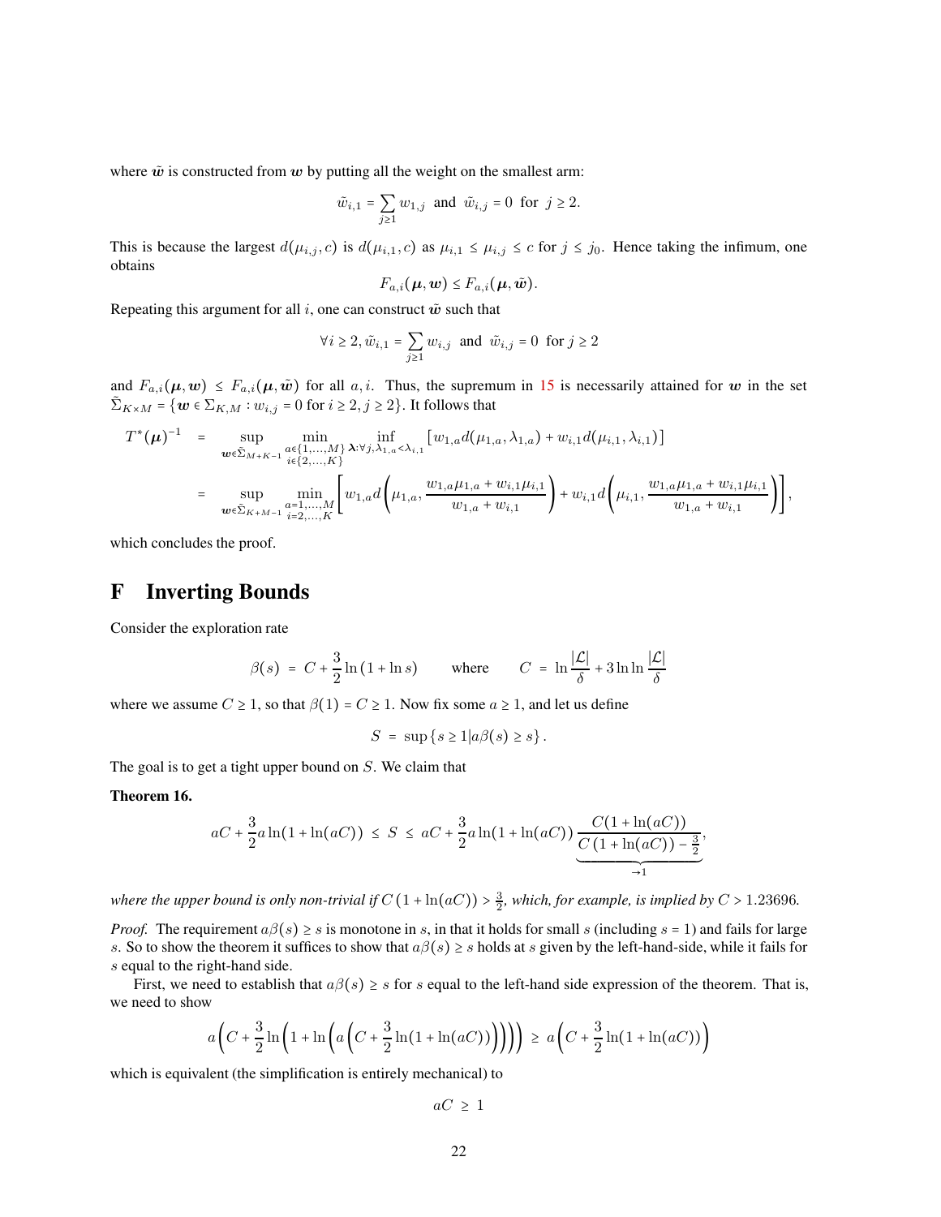where $\tilde{\boldsymbol{w}}$ is constructed from $\boldsymbol{w}$ by putting all the weight on the smallest arm:

$$\tilde{w}_{i,1} = \sum_{j\geq 1} w_{1,j} \text{ and } \tilde{w}_{i,j} = 0 \text{ for } j \geq 2.$$

This is because the largest $d(\mu_{i,j}, c)$ is $d(\mu_{i,1}, c)$ as $\mu_{i,1} \leq \mu_{i,j} \leq c$ for $j \leq j_0$. Hence taking the infimum, one obtains

$$F_{a,i}(\boldsymbol{\mu}, \boldsymbol{w}) \leq F_{a,i}(\boldsymbol{\mu}, \tilde{\boldsymbol{w}}).$$

Repeating this argument for all $i$, one can construct $\tilde{\boldsymbol{w}}$ such that

$$\forall i \geq 2, \tilde{w}_{i,1} = \sum_{j\geq 1} w_{i,j} \text{ and } \tilde{w}_{i,j} = 0 \text{ for } j \geq 2$$

and $F_{a,i}(\boldsymbol{\mu}, \boldsymbol{w}) \leq F_{a,i}(\boldsymbol{\mu}, \tilde{\boldsymbol{w}})$ for all $a, i$. Thus, the supremum in 15 is necessarily attained for $\boldsymbol{w}$ in the set $\tilde{\Sigma}_{K\times M} = \{\boldsymbol{w} \in \Sigma_{K,M} : w_{i,j} = 0 \text{ for } i \geq 2, j \geq 2\}$. It follows that

$$\begin{aligned}
T^*(\boldsymbol{\mu})^{-1} &= \sup_{\boldsymbol{w}\in\tilde{\Sigma}_{M+K-1}} \min_{\substack{a\in\{1,\dots,M\} \\ i\in\{2,\dots,K\}}} \inf_{\boldsymbol{\lambda}:\forall j, \lambda_{1,a}<\lambda_{i,1}} \left[w_{1,a} d(\mu_{1,a}, \lambda_{1,a}) + w_{i,1} d(\mu_{i,1}, \lambda_{i,1})\right] \\
&= \sup_{\boldsymbol{w}\in\tilde{\Sigma}_{K+M-1}} \min_{\substack{a=1,\dots,M \\ i=2,\dots,K}} \left[ w_{1,a} d\left(\mu_{1,a}, \frac{w_{1,a}\mu_{1,a} + w_{i,1}\mu_{i,1}}{w_{1,a} + w_{i,1}}\right) + w_{i,1} d\left(\mu_{i,1}, \frac{w_{1,a}\mu_{1,a} + w_{i,1}\mu_{i,1}}{w_{1,a} + w_{i,1}}\right)\right],
\end{aligned}$$

which concludes the proof.

# F Inverting Bounds

Consider the exploration rate

$$\beta(s) = C + \frac{3}{2} \ln(1 + \ln s) \qquad \text{where} \qquad C = \ln \frac{|\mathcal{L}|}{\delta} + 3 \ln \ln \frac{|\mathcal{L}|}{\delta}$$

where we assume $C \geq 1$, so that $\beta(1) = C \geq 1$. Now fix some $a \geq 1$, and let us define

$$S = \sup\{s \geq 1 | a\beta(s) \geq s\}.$$

The goal is to get a tight upper bound on $S$. We claim that

**Theorem 16.**

$$aC + \frac{3}{2} a \ln(1 + \ln(aC)) \leq S \leq aC + \frac{3}{2} a \ln(1 + \ln(aC)) \underbrace{\frac{C(1 + \ln(aC))}{C(1 + \ln(aC)) - \frac{3}{2}}}_{\to 1},$$

*where the upper bound is only non-trivial if $C(1 + \ln(aC)) > \frac{3}{2}$, which, for example, is implied by $C > 1.23696$.*

*Proof.* The requirement $a\beta(s) \geq s$ is monotone in $s$, in that it holds for small $s$ (including $s = 1$) and fails for large $s$. So to show the theorem it suffices to show that $a\beta(s) \geq s$ holds at $s$ given by the left-hand-side, while it fails for $s$ equal to the right-hand side.

First, we need to establish that $a\beta(s) \geq s$ for $s$ equal to the left-hand side expression of the theorem. That is, we need to show

$$a\left(C + \frac{3}{2} \ln\left(1 + \ln\left(a\left(C + \frac{3}{2} \ln(1 + \ln(aC))\right)\right)\right)\right) \geq a\left(C + \frac{3}{2} \ln(1 + \ln(aC))\right)$$

which is equivalent (the simplification is entirely mechanical) to

$$aC \geq 1$$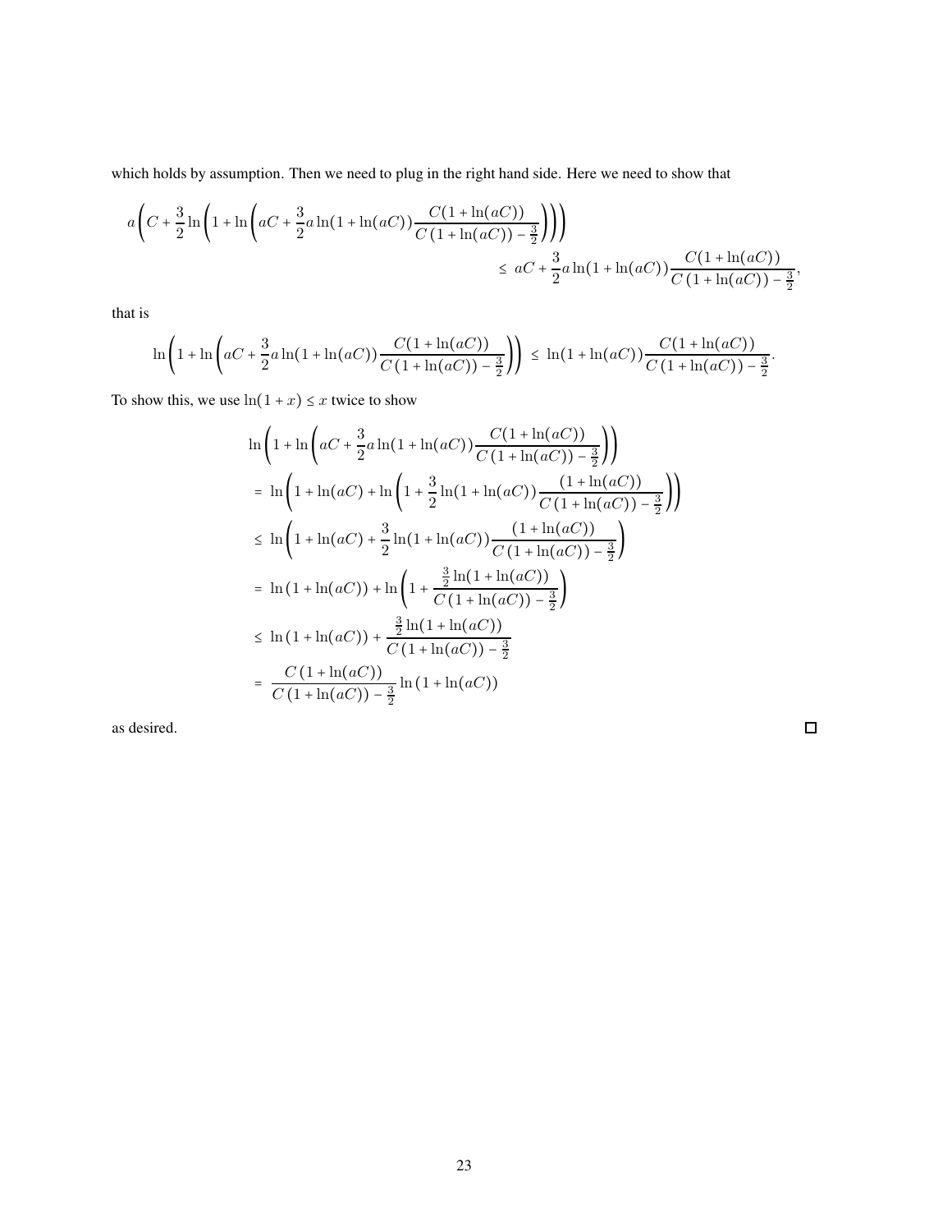which holds by assumption. Then we need to plug in the right hand side. Here we need to show that

$$
a\left(C + \frac{3}{2}\ln\left(1 + \ln\left(aC + \frac{3}{2}a\ln(1+\ln(aC))\frac{C(1+\ln(aC))}{C\left(1+\ln(aC)\right) - \frac{3}{2}}\right)\right)\right) \\
\leq \; aC + \frac{3}{2}a\ln(1+\ln(aC))\frac{C(1+\ln(aC))}{C\left(1+\ln(aC)\right) - \frac{3}{2}},
$$

that is

$$
\ln\left(1 + \ln\left(aC + \frac{3}{2}a\ln(1+\ln(aC))\frac{C(1+\ln(aC))}{C\left(1+\ln(aC)\right) - \frac{3}{2}}\right)\right) \; \leq \; \ln(1+\ln(aC))\frac{C(1+\ln(aC))}{C\left(1+\ln(aC)\right) - \frac{3}{2}}.
$$

To show this, we use $\ln(1+x) \leq x$ twice to show

$$
\begin{aligned}
&\ln\left(1 + \ln\left(aC + \frac{3}{2}a\ln(1+\ln(aC))\frac{C(1+\ln(aC))}{C\left(1+\ln(aC)\right) - \frac{3}{2}}\right)\right) \\
&= \ln\left(1 + \ln(aC) + \ln\left(1 + \frac{3}{2}\ln(1+\ln(aC))\frac{(1+\ln(aC))}{C\left(1+\ln(aC)\right) - \frac{3}{2}}\right)\right) \\
&\leq \ln\left(1 + \ln(aC) + \frac{3}{2}\ln(1+\ln(aC))\frac{(1+\ln(aC))}{C\left(1+\ln(aC)\right) - \frac{3}{2}}\right) \\
&= \ln\left(1+\ln(aC)\right) + \ln\left(1 + \frac{\frac{3}{2}\ln(1+\ln(aC))}{C\left(1+\ln(aC)\right) - \frac{3}{2}}\right) \\
&\leq \ln\left(1+\ln(aC)\right) + \frac{\frac{3}{2}\ln(1+\ln(aC))}{C\left(1+\ln(aC)\right) - \frac{3}{2}} \\
&= \frac{C\left(1+\ln(aC)\right)}{C\left(1+\ln(aC)\right) - \frac{3}{2}}\ln\left(1+\ln(aC)\right)
\end{aligned}
$$

as desired. $\square$